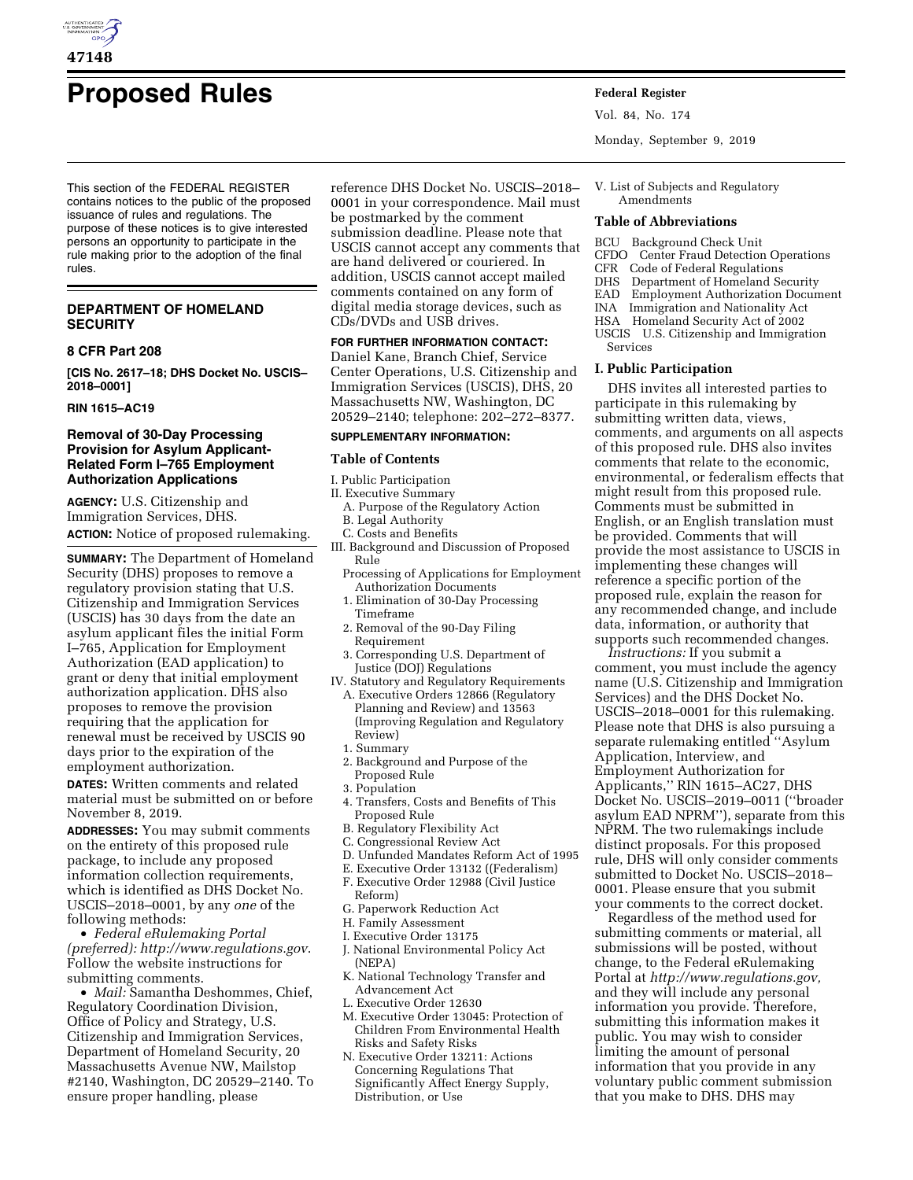# Proposed Rules

This section of the FEDERAL REGISTER contains notices to the public of the proposed issuance of rules and regulations. The purpose of these notices is to give interested persons an opportunity to participate in the rule making prior to the adoption of the final rules.

## DEPARTMENT OF HOMELAND SECURITY

### 8 CFR Part 208

**[CIS No. 2617–18; DHS Docket No. USCIS–2018–0001]**

**RIN 1615–AC19**

### Removal of 30-Day Processing Provision for Asylum Applicant-Related Form I–765 Employment Authorization Applications

**AGENCY:** U.S. Citizenship and Immigration Services, DHS.

**ACTION:** Notice of proposed rulemaking.

**SUMMARY:** The Department of Homeland Security (DHS) proposes to remove a regulatory provision stating that U.S. Citizenship and Immigration Services (USCIS) has 30 days from the date an asylum applicant files the initial Form I–765, Application for Employment Authorization (EAD application) to grant or deny that initial employment authorization application. DHS also proposes to remove the provision requiring that the application for renewal must be received by USCIS 90 days prior to the expiration of the employment authorization.

**DATES:** Written comments and related material must be submitted on or before November 8, 2019.

**ADDRESSES:** You may submit comments on the entirety of this proposed rule package, to include any proposed information collection requirements, which is identified as DHS Docket No. USCIS–2018–0001, by any *one* of the following methods:

- *Federal eRulemaking Portal (preferred): http://www.regulations.gov*. Follow the website instructions for submitting comments.
- *Mail:* Samantha Deshommes, Chief, Regulatory Coordination Division, Office of Policy and Strategy, U.S. Citizenship and Immigration Services, Department of Homeland Security, 20 Massachusetts Avenue NW, Mailstop #2140, Washington, DC 20529–2140. To ensure proper handling, please reference DHS Docket No. USCIS–2018–0001 in your correspondence. Mail must be postmarked by the comment submission deadline. Please note that USCIS cannot accept any comments that are hand delivered or couriered. In addition, USCIS cannot accept mailed comments contained on any form of digital media storage devices, such as CDs/DVDs and USB drives.

**FOR FURTHER INFORMATION CONTACT:** Daniel Kane, Branch Chief, Service Center Operations, U.S. Citizenship and Immigration Services (USCIS), DHS, 20 Massachusetts NW, Washington, DC 20529–2140; telephone: 202–272–8377.

**SUPPLEMENTARY INFORMATION:**

**Table of Contents**

I. Public Participation
II. Executive Summary
  A. Purpose of the Regulatory Action
  B. Legal Authority
  C. Costs and Benefits
III. Background and Discussion of Proposed Rule
  Processing of Applications for Employment Authorization Documents
  1. Elimination of 30-Day Processing Timeframe
  2. Removal of the 90-Day Filing Requirement
  3. Corresponding U.S. Department of Justice (DOJ) Regulations
IV. Statutory and Regulatory Requirements
  A. Executive Orders 12866 (Regulatory Planning and Review) and 13563 (Improving Regulation and Regulatory Review)
  1. Summary
  2. Background and Purpose of the Proposed Rule
  3. Population
  4. Transfers, Costs and Benefits of This Proposed Rule
  B. Regulatory Flexibility Act
  C. Congressional Review Act
  D. Unfunded Mandates Reform Act of 1995
  E. Executive Order 13132 ((Federalism)
  F. Executive Order 12988 (Civil Justice Reform)
  G. Paperwork Reduction Act
  H. Family Assessment
  I. Executive Order 13175
  J. National Environmental Policy Act (NEPA)
  K. National Technology Transfer and Advancement Act
  L. Executive Order 12630
  M. Executive Order 13045: Protection of Children From Environmental Health Risks and Safety Risks
  N. Executive Order 13211: Actions Concerning Regulations That Significantly Affect Energy Supply, Distribution, or Use
V. List of Subjects and Regulatory Amendments

**Table of Abbreviations**

BCU Background Check Unit
CFDO Center Fraud Detection Operations
CFR Code of Federal Regulations
DHS Department of Homeland Security
EAD Employment Authorization Document
INA Immigration and Nationality Act
HSA Homeland Security Act of 2002
USCIS U.S. Citizenship and Immigration Services

### I. Public Participation

DHS invites all interested parties to participate in this rulemaking by submitting written data, views, comments, and arguments on all aspects of this proposed rule. DHS also invites comments that relate to the economic, environmental, or federalism effects that might result from this proposed rule. Comments must be submitted in English, or an English translation must be provided. Comments that will provide the most assistance to USCIS in implementing these changes will reference a specific portion of the proposed rule, explain the reason for any recommended change, and include data, information, or authority that supports such recommended changes.

*Instructions:* If you submit a comment, you must include the agency name (U.S. Citizenship and Immigration Services) and the DHS Docket No. USCIS–2018–0001 for this rulemaking. Please note that DHS is also pursuing a separate rulemaking entitled ''Asylum Application, Interview, and Employment Authorization for Applicants,'' RIN 1615–AC27, DHS Docket No. USCIS–2019–0011 (''broader asylum EAD NPRM''), separate from this NPRM. The two rulemakings include distinct proposals. For this proposed rule, DHS will only consider comments submitted to Docket No. USCIS–2018–0001. Please ensure that you submit your comments to the correct docket.

Regardless of the method used for submitting comments or material, all submissions will be posted, without change, to the Federal eRulemaking Portal at *http://www.regulations.gov,* and they will include any personal information you provide. Therefore, submitting this information makes it public. You may wish to consider limiting the amount of personal information that you provide in any voluntary public comment submission that you make to DHS. DHS may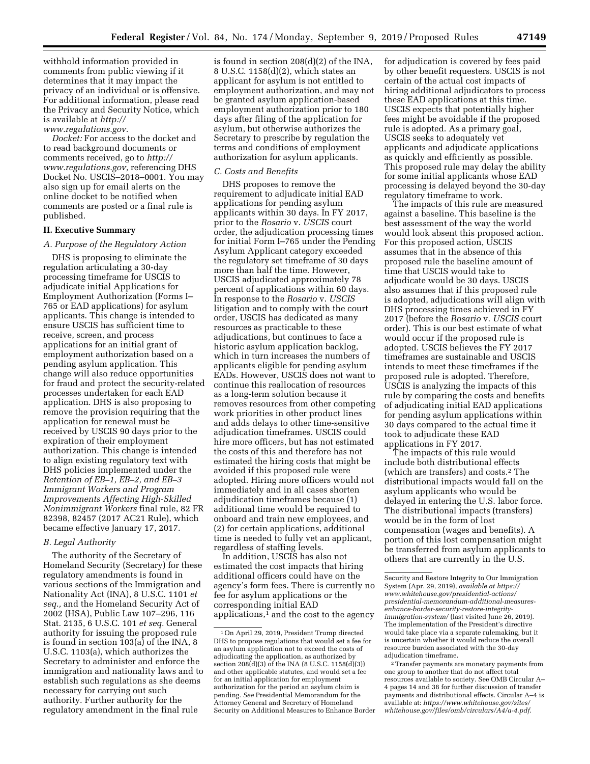withhold information provided in comments from public viewing if it determines that it may impact the privacy of an individual or is offensive. For additional information, please read the Privacy and Security Notice, which is available at *http://www.regulations.gov*.

*Docket:* For access to the docket and to read background documents or comments received, go to *http://www.regulations.gov,* referencing DHS Docket No. USCIS–2018–0001. You may also sign up for email alerts on the online docket to be notified when comments are posted or a final rule is published.

## II. Executive Summary

### A. Purpose of the Regulatory Action

DHS is proposing to eliminate the regulation articulating a 30-day processing timeframe for USCIS to adjudicate initial Applications for Employment Authorization (Forms I–765 or EAD applications) for asylum applicants. This change is intended to ensure USCIS has sufficient time to receive, screen, and process applications for an initial grant of employment authorization based on a pending asylum application. This change will also reduce opportunities for fraud and protect the security-related processes undertaken for each EAD application. DHS is also proposing to remove the provision requiring that the application for renewal must be received by USCIS 90 days prior to the expiration of their employment authorization. This change is intended to align existing regulatory text with DHS policies implemented under the *Retention of EB–1, EB–2, and EB–3 Immigrant Workers and Program Improvements Affecting High-Skilled Nonimmigrant Workers* final rule, 82 FR 82398, 82457 (2017 AC21 Rule), which became effective January 17, 2017.

### B. Legal Authority

The authority of the Secretary of Homeland Security (Secretary) for these regulatory amendments is found in various sections of the Immigration and Nationality Act (INA), 8 U.S.C. 1101 *et seq.,* and the Homeland Security Act of 2002 (HSA), Public Law 107–296, 116 Stat. 2135, 6 U.S.C. 101 *et seq.* General authority for issuing the proposed rule is found in section 103(a) of the INA, 8 U.S.C. 1103(a), which authorizes the Secretary to administer and enforce the immigration and nationality laws and to establish such regulations as she deems necessary for carrying out such authority. Further authority for the regulatory amendment in the final rule is found in section 208(d)(2) of the INA, 8 U.S.C. 1158(d)(2), which states an applicant for asylum is not entitled to employment authorization, and may not be granted asylum application-based employment authorization prior to 180 days after filing of the application for asylum, but otherwise authorizes the Secretary to prescribe by regulation the terms and conditions of employment authorization for asylum applicants.

### C. Costs and Benefits

DHS proposes to remove the requirement to adjudicate initial EAD applications for pending asylum applicants within 30 days. In FY 2017, prior to the *Rosario* v. *USCIS* court order, the adjudication processing times for initial Form I–765 under the Pending Asylum Applicant category exceeded the regulatory set timeframe of 30 days more than half the time. However, USCIS adjudicated approximately 78 percent of applications within 60 days. In response to the *Rosario* v. *USCIS* litigation and to comply with the court order, USCIS has dedicated as many resources as practicable to these adjudications, but continues to face a historic asylum application backlog, which in turn increases the numbers of applicants eligible for pending asylum EADs. However, USCIS does not want to continue this reallocation of resources as a long-term solution because it removes resources from other competing work priorities in other product lines and adds delays to other time-sensitive adjudication timeframes. USCIS could hire more officers, but has not estimated the costs of this and therefore has not estimated the hiring costs that might be avoided if this proposed rule were adopted. Hiring more officers would not immediately and in all cases shorten adjudication timeframes because (1) additional time would be required to onboard and train new employees, and (2) for certain applications, additional time is needed to fully vet an applicant, regardless of staffing levels.

In addition, USCIS has also not estimated the cost impacts that hiring additional officers could have on the agency's form fees. There is currently no fee for asylum applications or the corresponding initial EAD applications,[1] and the cost to the agency for adjudication is covered by fees paid by other benefit requesters. USCIS is not certain of the actual cost impacts of hiring additional adjudicators to process these EAD applications at this time. USCIS expects that potentially higher fees might be avoidable if the proposed rule is adopted. As a primary goal, USCIS seeks to adequately vet applicants and adjudicate applications as quickly and efficiently as possible. This proposed rule may delay the ability for some initial applicants whose EAD processing is delayed beyond the 30-day regulatory timeframe to work.

The impacts of this rule are measured against a baseline. This baseline is the best assessment of the way the world would look absent this proposed action. For this proposed action, USCIS assumes that in the absence of this proposed rule the baseline amount of time that USCIS would take to adjudicate would be 30 days. USCIS also assumes that if this proposed rule is adopted, adjudications will align with DHS processing times achieved in FY 2017 (before the *Rosario* v. *USCIS* court order). This is our best estimate of what would occur if the proposed rule is adopted. USCIS believes the FY 2017 timeframes are sustainable and USCIS intends to meet these timeframes if the proposed rule is adopted. Therefore, USCIS is analyzing the impacts of this rule by comparing the costs and benefits of adjudicating initial EAD applications for pending asylum applications within 30 days compared to the actual time it took to adjudicate these EAD applications in FY 2017.

The impacts of this rule would include both distributional effects (which are transfers) and costs.[2] The distributional impacts would fall on the asylum applicants who would be delayed in entering the U.S. labor force. The distributional impacts (transfers) would be in the form of lost compensation (wages and benefits). A portion of this lost compensation might be transferred from asylum applicants to others that are currently in the U.S.

---

[1] On April 29, 2019, President Trump directed DHS to propose regulations that would set a fee for an asylum application not to exceed the costs of adjudicating the application, as authorized by section 208(d)(3) of the INA (8 U.S.C. 1158(d)(3)) and other applicable statutes, and would set a fee for an initial application for employment authorization for the period an asylum claim is pending. *See* Presidential Memorandum for the Attorney General and Secretary of Homeland Security on Additional Measures to Enhance Border Security and Restore Integrity to Our Immigration System (Apr. 29, 2019), *available at https://www.whitehouse.gov/presidential-actions/presidential-memorandum-additional-measures-enhance-border-security-restore-integrity-immigration-system/* (last visited June 26, 2019). The implementation of the President's directive would take place via a separate rulemaking, but it is uncertain whether it would reduce the overall resource burden associated with the 30-day adjudication timeframe.

[2] Transfer payments are monetary payments from one group to another that do not affect total resources available to society. See OMB Circular A–4 pages 14 and 38 for further discussion of transfer payments and distributional effects. Circular A–4 is available at: *https://www.whitehouse.gov/sites/whitehouse.gov/files/omb/circulars/A4/a-4.pdf*.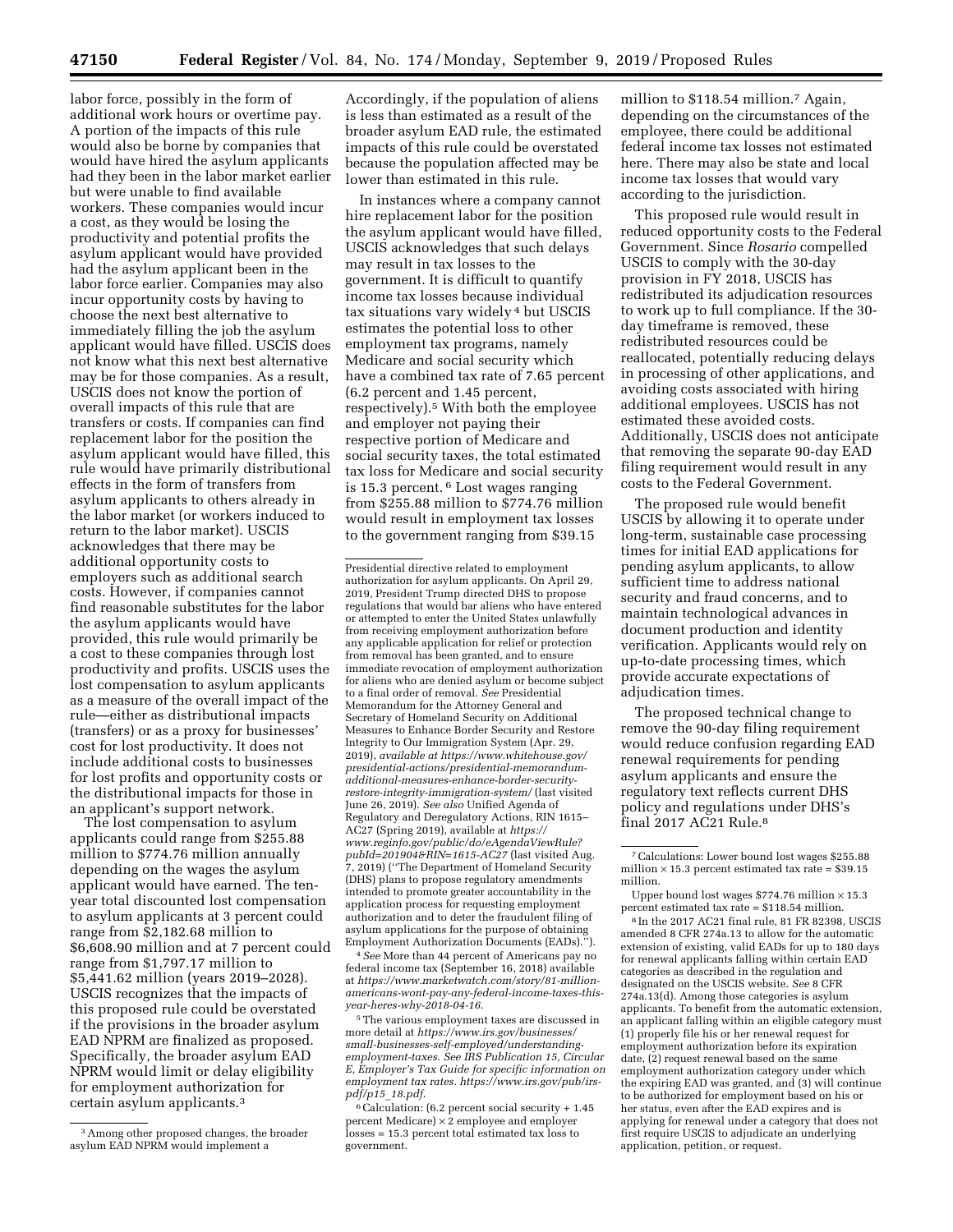labor force, possibly in the form of additional work hours or overtime pay. A portion of the impacts of this rule would also be borne by companies that would have hired the asylum applicants had they been in the labor market earlier but were unable to find available workers. These companies would incur a cost, as they would be losing the productivity and potential profits the asylum applicant would have provided had the asylum applicant been in the labor force earlier. Companies may also incur opportunity costs by having to choose the next best alternative to immediately filling the job the asylum applicant would have filled. USCIS does not know what this next best alternative may be for those companies. As a result, USCIS does not know the portion of overall impacts of this rule that are transfers or costs. If companies can find replacement labor for the position the asylum applicant would have filled, this rule would have primarily distributional effects in the form of transfers from asylum applicants to others already in the labor market (or workers induced to return to the labor market). USCIS acknowledges that there may be additional opportunity costs to employers such as additional search costs. However, if companies cannot find reasonable substitutes for the labor the asylum applicants would have provided, this rule would primarily be a cost to these companies through lost productivity and profits. USCIS uses the lost compensation to asylum applicants as a measure of the overall impact of the rule—either as distributional impacts (transfers) or as a proxy for businesses' cost for lost productivity. It does not include additional costs to businesses for lost profits and opportunity costs or the distributional impacts for those in an applicant's support network.

The lost compensation to asylum applicants could range from \$255.88 million to \$774.76 million annually depending on the wages the asylum applicant would have earned. The ten-year total discounted lost compensation to asylum applicants at 3 percent could range from \$2,182.68 million to \$6,608.90 million and at 7 percent could range from \$1,797.17 million to \$5,441.62 million (years 2019–2028). USCIS recognizes that the impacts of this proposed rule could be overstated if the provisions in the broader asylum EAD NPRM are finalized as proposed. Specifically, the broader asylum EAD NPRM would limit or delay eligibility for employment authorization for certain asylum applicants.[3] Accordingly, if the population of aliens is less than estimated as a result of the broader asylum EAD rule, the estimated impacts of this rule could be overstated because the population affected may be lower than estimated in this rule.

In instances where a company cannot hire replacement labor for the position the asylum applicant would have filled, USCIS acknowledges that such delays may result in tax losses to the government. It is difficult to quantify income tax losses because individual tax situations vary widely[4] but USCIS estimates the potential loss to other employment tax programs, namely Medicare and social security which have a combined tax rate of 7.65 percent (6.2 percent and 1.45 percent, respectively).[5] With both the employee and employer not paying their respective portion of Medicare and social security taxes, the total estimated tax loss for Medicare and social security is 15.3 percent.[6] Lost wages ranging from \$255.88 million to \$774.76 million would result in employment tax losses to the government ranging from \$39.15 million to \$118.54 million.[7] Again, depending on the circumstances of the employee, there could be additional federal income tax losses not estimated here. There may also be state and local income tax losses that would vary according to the jurisdiction.

This proposed rule would result in reduced opportunity costs to the Federal Government. Since *Rosario* compelled USCIS to comply with the 30-day provision in FY 2018, USCIS has redistributed its adjudication resources to work up to full compliance. If the 30-day timeframe is removed, these redistributed resources could be reallocated, potentially reducing delays in processing of other applications, and avoiding costs associated with hiring additional employees. USCIS has not estimated these avoided costs. Additionally, USCIS does not anticipate that removing the separate 90-day EAD filing requirement would result in any costs to the Federal Government.

The proposed rule would benefit USCIS by allowing it to operate under long-term, sustainable case processing times for initial EAD applications for pending asylum applicants, to allow sufficient time to address national security and fraud concerns, and to maintain technological advances in document production and identity verification. Applicants would rely on up-to-date processing times, which provide accurate expectations of adjudication times.

The proposed technical change to remove the 90-day filing requirement would reduce confusion regarding EAD renewal requirements for pending asylum applicants and ensure the regulatory text reflects current DHS policy and regulations under DHS's final 2017 AC21 Rule.[8]

---

[3] Among other proposed changes, the broader asylum EAD NPRM would implement a Presidential directive related to employment authorization for asylum applicants. On April 29, 2019, President Trump directed DHS to propose regulations that would bar aliens who have entered or attempted to enter the United States unlawfully from receiving employment authorization before any applicable application for relief or protection from removal has been granted, and to ensure immediate revocation of employment authorization for aliens who are denied asylum or become subject to a final order of removal. *See* Presidential Memorandum for the Attorney General and Secretary of Homeland Security on Additional Measures to Enhance Border Security and Restore Integrity to Our Immigration System (Apr. 29, 2019), *available at https://www.whitehouse.gov/presidential-actions/presidential-memorandum-additional-measures-enhance-border-security-restore-integrity-immigration-system/* (last visited June 26, 2019). *See also* Unified Agenda of Regulatory and Deregulatory Actions, RIN 1615–AC27 (Spring 2019), available at *https://www.reginfo.gov/public/do/eAgendaViewRule?pubId=201904&RIN=1615-AC27* (last visited Aug. 7, 2019) (''The Department of Homeland Security (DHS) plans to propose regulatory amendments intended to promote greater accountability in the application process for requesting employment authorization and to deter the fraudulent filing of asylum applications for the purpose of obtaining Employment Authorization Documents (EADs).'').

[4] *See* More than 44 percent of Americans pay no federal income tax (September 16, 2018) available at *https://www.marketwatch.com/story/81-million-americans-wont-pay-any-federal-income-taxes-this-year-heres-why-2018-04-16*.

[5] The various employment taxes are discussed in more detail at *https://www.irs.gov/businesses/small-businesses-self-employed/understanding-employment-taxes. See IRS Publication 15, Circular E, Employer's Tax Guide for specific information on employment tax rates. https://www.irs.gov/pub/irs-pdf/p15_18.pdf*.

[6] Calculation: (6.2 percent social security + 1.45 percent Medicare) × 2 employee and employer losses = 15.3 percent total estimated tax loss to government.

[7] Calculations: Lower bound lost wages \$255.88 million × 15.3 percent estimated tax rate = \$39.15 million.

Upper bound lost wages \$774.76 million × 15.3 percent estimated tax rate = \$118.54 million.

[8] In the 2017 AC21 final rule, 81 FR 82398, USCIS amended 8 CFR 274a.13 to allow for the automatic extension of existing, valid EADs for up to 180 days for renewal applicants falling within certain EAD categories as described in the regulation and designated on the USCIS website. *See* 8 CFR 274a.13(d). Among those categories is asylum applicants. To benefit from the automatic extension, an applicant falling within an eligible category must (1) properly file his or her renewal request for employment authorization before its expiration date, (2) request renewal based on the same employment authorization category under which the expiring EAD was granted, and (3) will continue to be authorized for employment based on his or her status, even after the EAD expires and is applying for renewal under a category that does not first require USCIS to adjudicate an underlying application, petition, or request.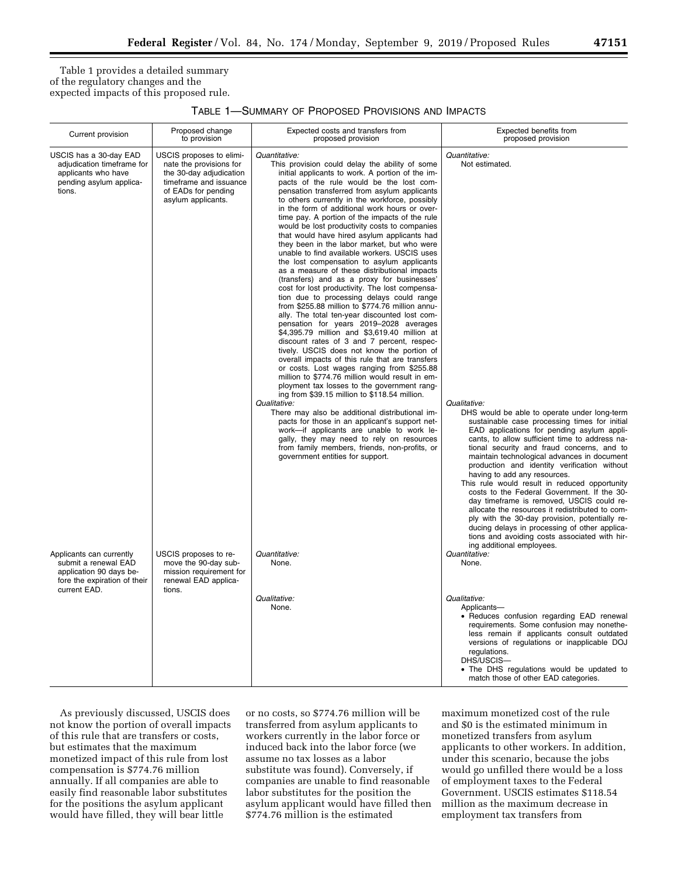Table 1 provides a detailed summary of the regulatory changes and the expected impacts of this proposed rule.

TABLE 1—SUMMARY OF PROPOSED PROVISIONS AND IMPACTS

| Current provision | Proposed change to provision | Expected costs and transfers from proposed provision | Expected benefits from proposed provision |
|---|---|---|---|
| USCIS has a 30-day EAD adjudication timeframe for applicants who have pending asylum applications. | USCIS proposes to eliminate the provisions for the 30-day adjudication timeframe and issuance of EADs for pending asylum applicants. | *Quantitative:* This provision could delay the ability of some initial applicants to work. A portion of the impacts of the rule would be the lost compensation transferred from asylum applicants to others currently in the workforce, possibly in the form of additional work hours or overtime pay. A portion of the impacts of the rule would be lost productivity costs to companies that would have hired asylum applicants had they been in the labor market, but who were unable to find available workers. USCIS uses the lost compensation to asylum applicants as a measure of these distributional impacts (transfers) and as a proxy for businesses' cost for lost productivity. The lost compensation due to processing delays could range from $255.88 million to $774.76 million annually. The total ten-year discounted lost compensation for years 2019–2028 averages $4,395.79 million and $3,619.40 million at discount rates of 3 and 7 percent, respectively. USCIS does not know the portion of overall impacts of this rule that are transfers or costs. Lost wages ranging from $255.88 million to $774.76 million would result in employment tax losses to the government ranging from $39.15 million to $118.54 million. | *Quantitative:* Not estimated. |
| | | *Qualitative:* There may also be additional distributional impacts for those in an applicant's support network—if applicants are unable to work legally, they may need to rely on resources from family members, friends, non-profits, or government entities for support. | *Qualitative:* DHS would be able to operate under long-term sustainable case processing times for initial EAD applications for pending asylum applicants, to allow sufficient time to address national security and fraud concerns, and to maintain technological advances in document production and identity verification without having to add any resources. This rule would result in reduced opportunity costs to the Federal Government. If the 30-day timeframe is removed, USCIS could reallocate the resources it redistributed to comply with the 30-day provision, potentially reducing delays in processing of other applications and avoiding costs associated with hiring additional employees. |
| Applicants can currently submit a renewal EAD application 90 days before the expiration of their current EAD. | USCIS proposes to remove the 90-day submission requirement for renewal EAD applications. | *Quantitative:* None. | *Quantitative:* None. |
| | | *Qualitative:* None. | *Qualitative:* Applicants— • Reduces confusion regarding EAD renewal requirements. Some confusion may nonetheless remain if applicants consult outdated versions of regulations or inapplicable DOJ regulations. DHS/USCIS— • The DHS regulations would be updated to match those of other EAD categories. |

As previously discussed, USCIS does not know the portion of overall impacts of this rule that are transfers or costs, but estimates that the maximum monetized impact of this rule from lost compensation is $774.76 million annually. If all companies are able to easily find reasonable labor substitutes for the positions the asylum applicant would have filled, they will bear little or no costs, so $774.76 million will be transferred from asylum applicants to workers currently in the labor force or induced back into the labor force (we assume no tax losses as a labor substitute was found). Conversely, if companies are unable to find reasonable labor substitutes for the position the asylum applicant would have filled then $774.76 million is the estimated maximum monetized cost of the rule and $0 is the estimated minimum in monetized transfers from asylum applicants to other workers. In addition, under this scenario, because the jobs would go unfilled there would be a loss of employment taxes to the Federal Government. USCIS estimates $118.54 million as the maximum decrease in employment tax transfers from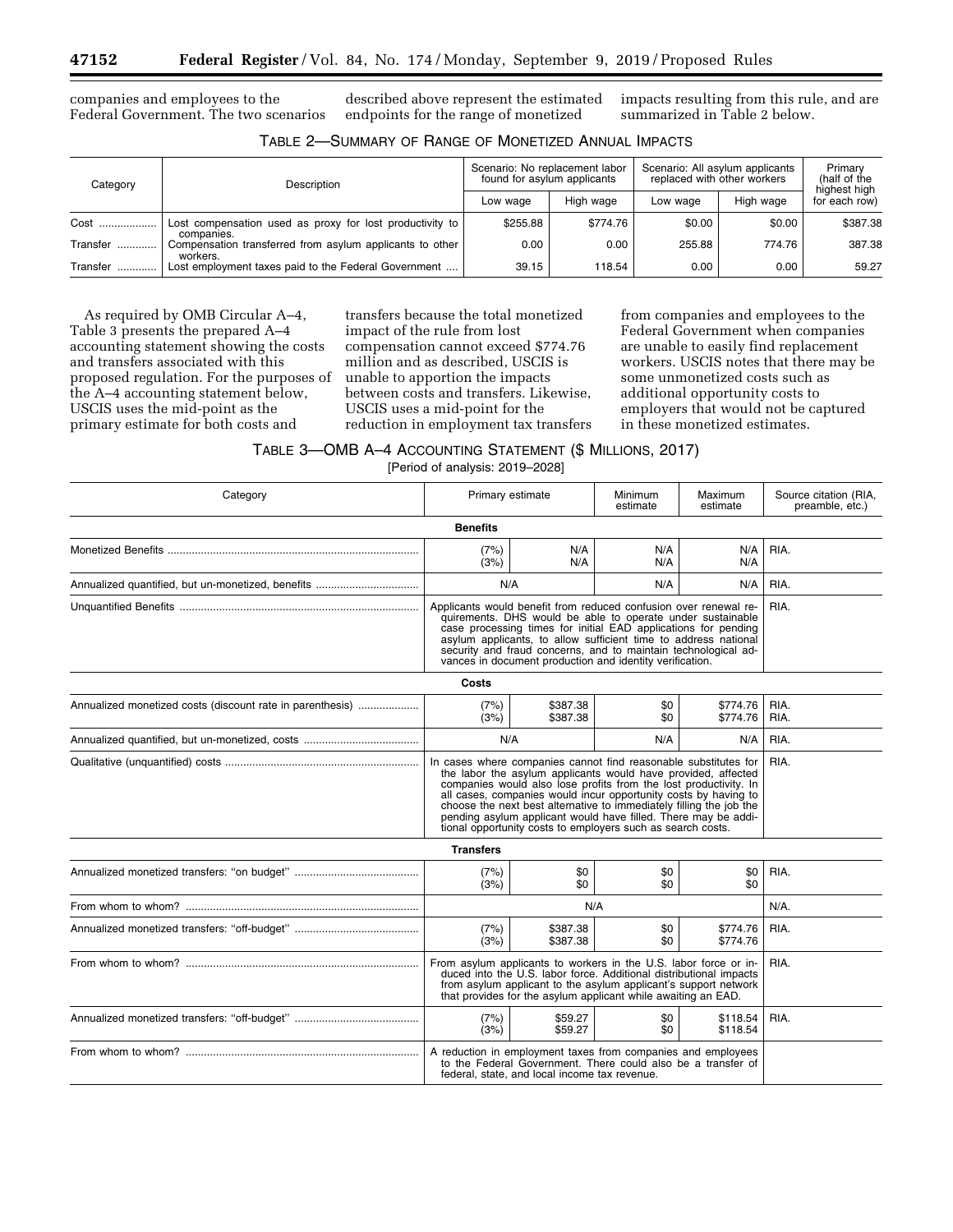companies and employees to the Federal Government. The two scenarios described above represent the estimated endpoints for the range of monetized impacts resulting from this rule, and are summarized in Table 2 below.

TABLE 2—SUMMARY OF RANGE OF MONETIZED ANNUAL IMPACTS

| Category | Description | Scenario: No replacement labor found for asylum applicants | | Scenario: All asylum applicants replaced with other workers | | Primary (half of the highest high for each row) |
|---|---|---|---|---|---|---|
| | | Low wage | High wage | Low wage | High wage | |
| Cost | Lost compensation used as proxy for lost productivity to companies. | $255.88 | $774.76 | $0.00 | $0.00 | $387.38 |
| Transfer | Compensation transferred from asylum applicants to other workers. | 0.00 | 0.00 | 255.88 | 774.76 | 387.38 |
| Transfer | Lost employment taxes paid to the Federal Government | 39.15 | 118.54 | 0.00 | 0.00 | 59.27 |

As required by OMB Circular A–4, Table 3 presents the prepared A–4 accounting statement showing the costs and transfers associated with this proposed regulation. For the purposes of the A–4 accounting statement below, USCIS uses the mid-point as the primary estimate for both costs and transfers because the total monetized impact of the rule from lost compensation cannot exceed $774.76 million and as described, USCIS is unable to apportion the impacts between costs and transfers. Likewise, USCIS uses a mid-point for the reduction in employment tax transfers from companies and employees to the Federal Government when companies are unable to easily find replacement workers. USCIS notes that there may be some unmonetized costs such as additional opportunity costs to employers that would not be captured in these monetized estimates.

TABLE 3—OMB A–4 ACCOUNTING STATEMENT ($ MILLIONS, 2017)
[Period of analysis: 2019–2028]

| Category | Primary estimate | | Minimum estimate | Maximum estimate | Source citation (RIA, preamble, etc.) |
|---|---|---|---|---|---|
| **Benefits** | | | | | |
| Monetized Benefits | (7%)<br>(3%) | N/A<br>N/A | N/A<br>N/A | N/A<br>N/A | RIA. |
| Annualized quantified, but un-monetized, benefits | N/A | | N/A | N/A | RIA. |
| Unquantified Benefits | Applicants would benefit from reduced confusion over renewal requirements. DHS would be able to operate under sustainable case processing times for initial EAD applications for pending asylum applicants, to allow sufficient time to address national security and fraud concerns, and to maintain technological advances in document production and identity verification. | | | | RIA. |
| **Costs** | | | | | |
| Annualized monetized costs (discount rate in parenthesis) | (7%)<br>(3%) | $387.38<br>$387.38 | $0<br>$0 | $774.76<br>$774.76 | RIA.<br>RIA. |
| Annualized quantified, but un-monetized, costs | N/A | | N/A | N/A | RIA. |
| Qualitative (unquantified) costs | In cases where companies cannot find reasonable substitutes for the labor the asylum applicants would have provided, affected companies would also lose profits from the lost productivity. In all cases, companies would incur opportunity costs by having to choose the next best alternative to immediately filling the job the pending asylum applicant would have filled. There may be additional opportunity costs to employers such as search costs. | | | | RIA. |
| **Transfers** | | | | | |
| Annualized monetized transfers: "on budget" | (7%)<br>(3%) | $0<br>$0 | $0<br>$0 | $0<br>$0 | RIA. |
| From whom to whom? | N/A | | | | N/A. |
| Annualized monetized transfers: "off-budget" | (7%)<br>(3%) | $387.38<br>$387.38 | $0<br>$0 | $774.76<br>$774.76 | RIA. |
| From whom to whom? | From asylum applicants to workers in the U.S. labor force or induced into the U.S. labor force. Additional distributional impacts from asylum applicant to the asylum applicant's support network that provides for the asylum applicant while awaiting an EAD. | | | | RIA. |
| Annualized monetized transfers: "off-budget" | (7%)<br>(3%) | $59.27<br>$59.27 | $0<br>$0 | $118.54<br>$118.54 | RIA. |
| From whom to whom? | A reduction in employment taxes from companies and employees to the Federal Government. There could also be a transfer of federal, state, and local income tax revenue. | | | | |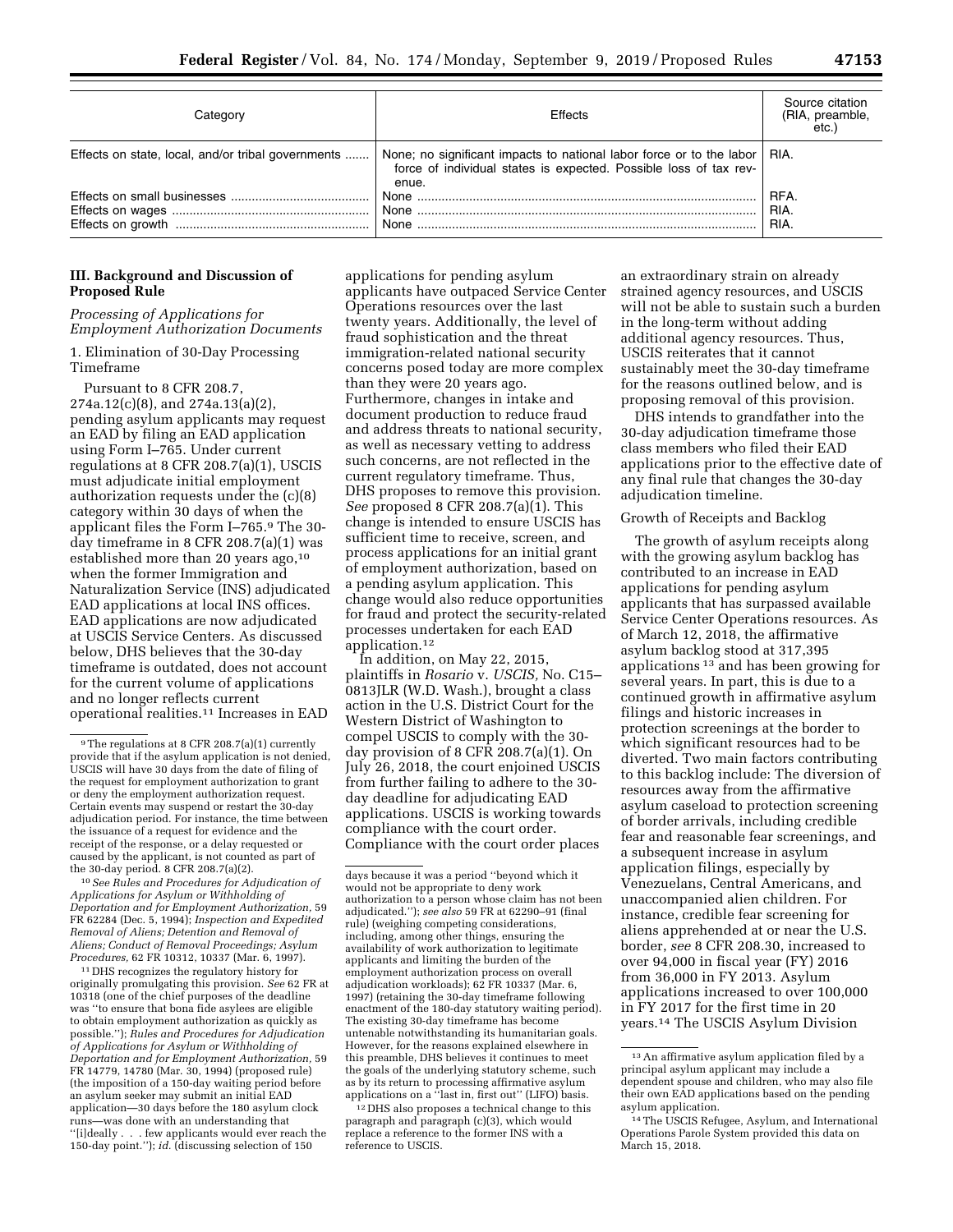| Category | Effects | Source citation (RIA, preamble, etc.) |
| --- | --- | --- |
| Effects on state, local, and/or tribal governments | None; no significant impacts to national labor force or to the labor force of individual states is expected. Possible loss of tax revenue. | RIA. |
| Effects on small businesses | None | RFA. |
| Effects on wages | None | RIA. |
| Effects on growth | None | RIA. |

## III. Background and Discussion of Proposed Rule

### *Processing of Applications for Employment Authorization Documents*

1. Elimination of 30-Day Processing Timeframe

Pursuant to 8 CFR 208.7, 274a.12(c)(8), and 274a.13(a)(2), pending asylum applicants may request an EAD by filing an EAD application using Form I–765. Under current regulations at 8 CFR 208.7(a)(1), USCIS must adjudicate initial employment authorization requests under the (c)(8) category within 30 days of when the applicant files the Form I–765.[9] The 30-day timeframe in 8 CFR 208.7(a)(1) was established more than 20 years ago,[10] when the former Immigration and Naturalization Service (INS) adjudicated EAD applications at local INS offices. EAD applications are now adjudicated at USCIS Service Centers. As discussed below, DHS believes that the 30-day timeframe is outdated, does not account for the current volume of applications and no longer reflects current operational realities.[11] Increases in EAD applications for pending asylum applicants have outpaced Service Center Operations resources over the last twenty years. Additionally, the level of fraud sophistication and the threat immigration-related national security concerns posed today are more complex than they were 20 years ago. Furthermore, changes in intake and document production to reduce fraud and address threats to national security, as well as necessary vetting to address such concerns, are not reflected in the current regulatory timeframe. Thus, DHS proposes to remove this provision. *See* proposed 8 CFR 208.7(a)(1). This change is intended to ensure USCIS has sufficient time to receive, screen, and process applications for an initial grant of employment authorization, based on a pending asylum application. This change would also reduce opportunities for fraud and protect the security-related processes undertaken for each EAD application.[12]

In addition, on May 22, 2015, plaintiffs in *Rosario* v. *USCIS,* No. C15–0813JLR (W.D. Wash.), brought a class action in the U.S. District Court for the Western District of Washington to compel USCIS to comply with the 30-day provision of 8 CFR 208.7(a)(1). On July 26, 2018, the court enjoined USCIS from further failing to adhere to the 30-day deadline for adjudicating EAD applications. USCIS is working towards compliance with the court order. Compliance with the court order places an extraordinary strain on already strained agency resources, and USCIS will not be able to sustain such a burden in the long-term without adding additional agency resources. Thus, USCIS reiterates that it cannot sustainably meet the 30-day timeframe for the reasons outlined below, and is proposing removal of this provision.

DHS intends to grandfather into the 30-day adjudication timeframe those class members who filed their EAD applications prior to the effective date of any final rule that changes the 30-day adjudication timeline.

Growth of Receipts and Backlog

The growth of asylum receipts along with the growing asylum backlog has contributed to an increase in EAD applications for pending asylum applicants that has surpassed available Service Center Operations resources. As of March 12, 2018, the affirmative asylum backlog stood at 317,395 applications[13] and has been growing for several years. In part, this is due to a continued growth in affirmative asylum filings and historic increases in protection screenings at the border to which significant resources had to be diverted. Two main factors contributing to this backlog include: The diversion of resources away from the affirmative asylum caseload to protection screening of border arrivals, including credible fear and reasonable fear screenings, and a subsequent increase in asylum application filings, especially by Venezuelans, Central Americans, and unaccompanied alien children. For instance, credible fear screening for aliens apprehended at or near the U.S. border, *see* 8 CFR 208.30, increased to over 94,000 in fiscal year (FY) 2016 from 36,000 in FY 2013. Asylum applications increased to over 100,000 in FY 2017 for the first time in 20 years.[14] The USCIS Asylum Division

---

[9] The regulations at 8 CFR 208.7(a)(1) currently provide that if the asylum application is not denied, USCIS will have 30 days from the date of filing of the request for employment authorization to grant or deny the employment authorization request. Certain events may suspend or restart the 30-day adjudication period. For instance, the time between the issuance of a request for evidence and the receipt of the response, or a delay requested or caused by the applicant, is not counted as part of the 30-day period. 8 CFR 208.7(a)(2).

[10] *See Rules and Procedures for Adjudication of Applications for Asylum or Withholding of Deportation and for Employment Authorization,* 59 FR 62284 (Dec. 5, 1994); *Inspection and Expedited Removal of Aliens; Detention and Removal of Aliens; Conduct of Removal Proceedings; Asylum Procedures,* 62 FR 10312, 10337 (Mar. 6, 1997).

[11] DHS recognizes the regulatory history for originally promulgating this provision. *See* 62 FR at 10318 (one of the chief purposes of the deadline was "to ensure that bona fide asylees are eligible to obtain employment authorization as quickly as possible."); *Rules and Procedures for Adjudication of Applications for Asylum or Withholding of Deportation and for Employment Authorization,* 59 FR 14779, 14780 (Mar. 30, 1994) (proposed rule) (the imposition of a 150-day waiting period before an asylum seeker may submit an initial EAD application—30 days before the 180 asylum clock runs—was done with an understanding that "[i]deally . . . few applicants would ever reach the 150-day point."); *id.* (discussing selection of 150 days because it was a period "beyond which it would not be appropriate to deny work authorization to a person whose claim has not been adjudicated."); *see also* 59 FR at 62290–91 (final rule) (weighing competing considerations, including, among other things, ensuring the availability of work authorization to legitimate applicants and limiting the burden of the employment authorization process on overall adjudication workloads); 62 FR 10337 (Mar. 6, 1997) (retaining the 30-day timeframe following enactment of the 180-day statutory waiting period). The existing 30-day timeframe has become untenable notwithstanding its humanitarian goals. However, for the reasons explained elsewhere in this preamble, DHS believes it continues to meet the goals of the underlying statutory scheme, such as by its return to processing affirmative asylum applications on a "last in, first out" (LIFO) basis.

[12] DHS also proposes a technical change to this paragraph and paragraph (c)(3), which would replace a reference to the former INS with a reference to USCIS.

[13] An affirmative asylum application filed by a principal asylum applicant may include a dependent spouse and children, who may also file their own EAD applications based on the pending asylum application.

[14] The USCIS Refugee, Asylum, and International Operations Parole System provided this data on March 15, 2018.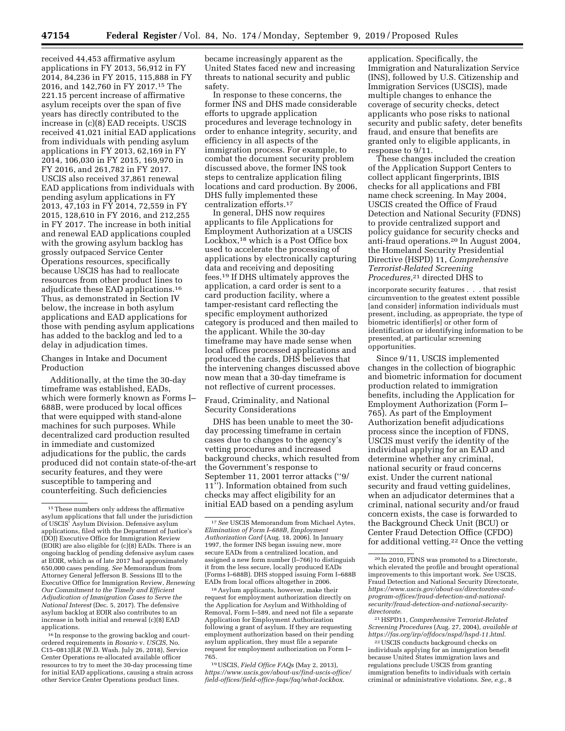received 44,453 affirmative asylum applications in FY 2013, 56,912 in FY 2014, 84,236 in FY 2015, 115,888 in FY 2016, and 142,760 in FY 2017.[15] The 221.15 percent increase of affirmative asylum receipts over the span of five years has directly contributed to the increase in (c)(8) EAD receipts. USCIS received 41,021 initial EAD applications from individuals with pending asylum applications in FY 2013, 62,169 in FY 2014, 106,030 in FY 2015, 169,970 in FY 2016, and 261,782 in FY 2017. USCIS also received 37,861 renewal EAD applications from individuals with pending asylum applications in FY 2013, 47,103 in FY 2014, 72,559 in FY 2015, 128,610 in FY 2016, and 212,255 in FY 2017. The increase in both initial and renewal EAD applications coupled with the growing asylum backlog has grossly outpaced Service Center Operations resources, specifically because USCIS has had to reallocate resources from other product lines to adjudicate these EAD applications.[16] Thus, as demonstrated in Section IV below, the increase in both asylum applications and EAD applications for those with pending asylum applications has added to the backlog and led to a delay in adjudication times.

Changes in Intake and Document Production

Additionally, at the time the 30-day timeframe was established, EADs, which were formerly known as Forms I–688B, were produced by local offices that were equipped with stand-alone machines for such purposes. While decentralized card production resulted in immediate and customized adjudications for the public, the cards produced did not contain state-of-the-art security features, and they were susceptible to tampering and counterfeiting. Such deficiencies became increasingly apparent as the United States faced new and increasing threats to national security and public safety.

In response to these concerns, the former INS and DHS made considerable efforts to upgrade application procedures and leverage technology in order to enhance integrity, security, and efficiency in all aspects of the immigration process. For example, to combat the document security problem discussed above, the former INS took steps to centralize application filing locations and card production. By 2006, DHS fully implemented these centralization efforts.[17]

In general, DHS now requires applicants to file Applications for Employment Authorization at a USCIS Lockbox,[18] which is a Post Office box used to accelerate the processing of applications by electronically capturing data and receiving and depositing fees.[19] If DHS ultimately approves the application, a card order is sent to a card production facility, where a tamper-resistant card reflecting the specific employment authorized category is produced and then mailed to the applicant. While the 30-day timeframe may have made sense when local offices processed applications and produced the cards, DHS believes that the intervening changes discussed above now mean that a 30-day timeframe is not reflective of current processes.

Fraud, Criminality, and National Security Considerations

DHS has been unable to meet the 30-day processing timeframe in certain cases due to changes to the agency's vetting procedures and increased background checks, which resulted from the Government's response to September 11, 2001 terror attacks (''9/11''). Information obtained from such checks may affect eligibility for an initial EAD based on a pending asylum application. Specifically, the Immigration and Naturalization Service (INS), followed by U.S. Citizenship and Immigration Services (USCIS), made multiple changes to enhance the coverage of security checks, detect applicants who pose risks to national security and public safety, deter benefits fraud, and ensure that benefits are granted only to eligible applicants, in response to 9/11.

These changes included the creation of the Application Support Centers to collect applicant fingerprints, IBIS checks for all applications and FBI name check screening. In May 2004, USCIS created the Office of Fraud Detection and National Security (FDNS) to provide centralized support and policy guidance for security checks and anti-fraud operations.[20] In August 2004, the Homeland Security Presidential Directive (HSPD) 11, *Comprehensive Terrorist-Related Screening Procedures*,[21] directed DHS to

> incorporate security features . . . that resist circumvention to the greatest extent possible [and consider] information individuals must present, including, as appropriate, the type of biometric identifier[s] or other form of identification or identifying information to be presented, at particular screening opportunities.

Since 9/11, USCIS implemented changes in the collection of biographic and biometric information for document production related to immigration benefits, including the Application for Employment Authorization (Form I–765). As part of the Employment Authorization benefit adjudications process since the inception of FDNS, USCIS must verify the identity of the individual applying for an EAD and determine whether any criminal, national security or fraud concerns exist. Under the current national security and fraud vetting guidelines, when an adjudicator determines that a criminal, national security and/or fraud concern exists, the case is forwarded to the Background Check Unit (BCU) or Center Fraud Detection Office (CFDO) for additional vetting.[22] Once the vetting

---

[15] These numbers only address the affirmative asylum applications that fall under the jurisdiction of USCIS' Asylum Division. Defensive asylum applications, filed with the Department of Justice's (DOJ) Executive Office for Immigration Review (EOIR) are also eligible for (c)(8) EADs. There is an ongoing backlog of pending defensive asylum cases at EOIR, which as of late 2017 had approximately 650,000 cases pending. *See* Memorandum from Attorney General Jefferson B. Sessions III to the Executive Office for Immigration Review, *Renewing Our Commitment to the Timely and Efficient Adjudication of Immigration Cases to Serve the National Interest* (Dec. 5, 2017). The defensive asylum backlog at EOIR also contributes to an increase in both initial and renewal (c)(8) EAD applications.

[16] In response to the growing backlog and court-ordered requirements in *Rosario* v. *USCIS*, No. C15–0813JLR (W.D. Wash. July 26, 2018), Service Center Operations re-allocated available officer resources to try to meet the 30-day processing time for initial EAD applications, causing a strain across other Service Center Operations product lines.

[17] *See* USCIS Memorandum from Michael Aytes, *Elimination of Form I–688B, Employment Authorization Card* (Aug. 18, 2006). In January 1997, the former INS began issuing new, more secure EADs from a centralized location, and assigned a new form number (I–766) to distinguish it from the less secure, locally produced EADs (Forms I–688B). DHS stopped issuing Form I–688B EADs from local offices altogether in 2006.

[18] Asylum applicants, however, make their request for employment authorization directly on the Application for Asylum and Withholding of Removal, Form I–589, and need not file a separate Application for Employment Authorization following a grant of asylum. If they are requesting employment authorization based on their pending asylum application, they must file a separate request for employment authorization on Form I–765.

[19] USCIS, *Field Office FAQs* (May 2, 2013), *https://www.uscis.gov/about-us/find-uscis-office/field-offices/field-office-faqs/faq/what-lockbox*.

[20] In 2010, FDNS was promoted to a Directorate, which elevated the profile and brought operational improvements to this important work. *See* USCIS, Fraud Detection and National Security Directorate, *https://www.uscis.gov/about-us/directorates-and-program-offices/fraud-detection-and-national-security/fraud-detection-and-national-security-directorate*.

[21] HSPD11, *Comprehensive Terrorist-Related Screening Procedures* (Aug. 27, 2004), *available at https://fas.org/irp/offdocs/nspd/hspd-11.html*.

[22] USCIS conducts background checks on individuals applying for an immigration benefit because United States immigration laws and regulations preclude USCIS from granting immigration benefits to individuals with certain criminal or administrative violations. *See, e.g.*, 8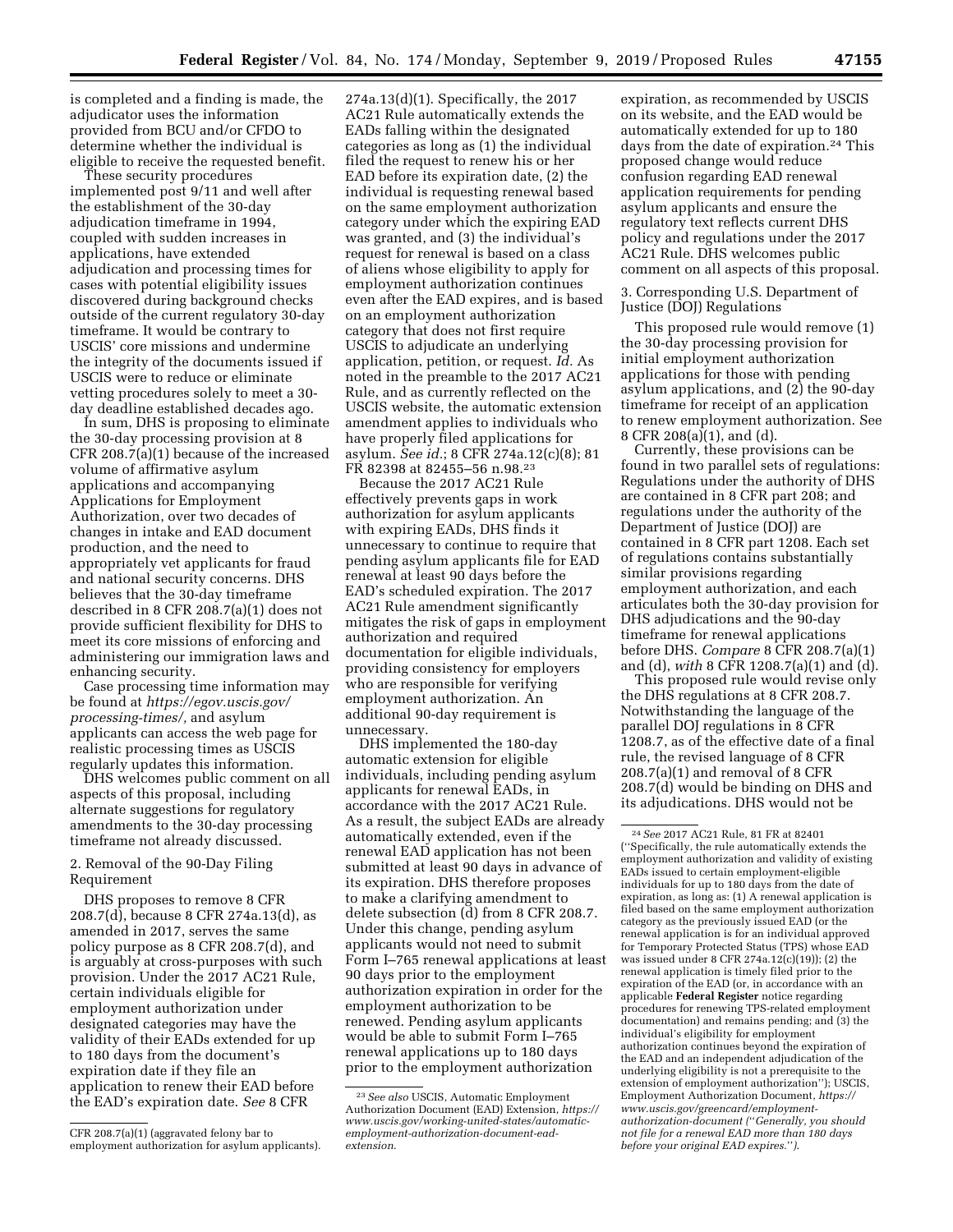is completed and a finding is made, the adjudicator uses the information provided from BCU and/or CFDO to determine whether the individual is eligible to receive the requested benefit.

These security procedures implemented post 9/11 and well after the establishment of the 30-day adjudication timeframe in 1994, coupled with sudden increases in applications, have extended adjudication and processing times for cases with potential eligibility issues discovered during background checks outside of the current regulatory 30-day timeframe. It would be contrary to USCIS' core missions and undermine the integrity of the documents issued if USCIS were to reduce or eliminate vetting procedures solely to meet a 30-day deadline established decades ago.

In sum, DHS is proposing to eliminate the 30-day processing provision at 8 CFR 208.7(a)(1) because of the increased volume of affirmative asylum applications and accompanying Applications for Employment Authorization, over two decades of changes in intake and EAD document production, and the need to appropriately vet applicants for fraud and national security concerns. DHS believes that the 30-day timeframe described in 8 CFR 208.7(a)(1) does not provide sufficient flexibility for DHS to meet its core missions of enforcing and administering our immigration laws and enhancing security.

Case processing time information may be found at *https://egov.uscis.gov/processing-times/*, and asylum applicants can access the web page for realistic processing times as USCIS regularly updates this information.

DHS welcomes public comment on all aspects of this proposal, including alternate suggestions for regulatory amendments to the 30-day processing timeframe not already discussed.

2. Removal of the 90-Day Filing Requirement

DHS proposes to remove 8 CFR 208.7(d), because 8 CFR 274a.13(d), as amended in 2017, serves the same policy purpose as 8 CFR 208.7(d), and is arguably at cross-purposes with such provision. Under the 2017 AC21 Rule, certain individuals eligible for employment authorization under designated categories may have the validity of their EADs extended for up to 180 days from the document's expiration date if they file an application to renew their EAD before the EAD's expiration date. *See* 8 CFR 274a.13(d)(1). Specifically, the 2017 AC21 Rule automatically extends the EADs falling within the designated categories as long as (1) the individual filed the request to renew his or her EAD before its expiration date, (2) the individual is requesting renewal based on the same employment authorization category under which the expiring EAD was granted, and (3) the individual's request for renewal is based on a class of aliens whose eligibility to apply for employment authorization continues even after the EAD expires, and is based on an employment authorization category that does not first require USCIS to adjudicate an underlying application, petition, or request. *Id.* As noted in the preamble to the 2017 AC21 Rule, and as currently reflected on the USCIS website, the automatic extension amendment applies to individuals who have properly filed applications for asylum. *See id.*; 8 CFR 274a.12(c)(8); 81 FR 82398 at 82455–56 n.98.[23]

Because the 2017 AC21 Rule effectively prevents gaps in work authorization for asylum applicants with expiring EADs, DHS finds it unnecessary to continue to require that pending asylum applicants file for EAD renewal at least 90 days before the EAD's scheduled expiration. The 2017 AC21 Rule amendment significantly mitigates the risk of gaps in employment authorization and required documentation for eligible individuals, providing consistency for employers who are responsible for verifying employment authorization. An additional 90-day requirement is unnecessary.

DHS implemented the 180-day automatic extension for eligible individuals, including pending asylum applicants for renewal EADs, in accordance with the 2017 AC21 Rule. As a result, the subject EADs are already automatically extended, even if the renewal EAD application has not been submitted at least 90 days in advance of its expiration. DHS therefore proposes to make a clarifying amendment to delete subsection (d) from 8 CFR 208.7. Under this change, pending asylum applicants would not need to submit Form I–765 renewal applications at least 90 days prior to the employment authorization expiration in order for the employment authorization to be renewed. Pending asylum applicants would be able to submit Form I–765 renewal applications up to 180 days prior to the employment authorization expiration, as recommended by USCIS on its website, and the EAD would be automatically extended for up to 180 days from the date of expiration.[24] This proposed change would reduce confusion regarding EAD renewal application requirements for pending asylum applicants and ensure the regulatory text reflects current DHS policy and regulations under the 2017 AC21 Rule. DHS welcomes public comment on all aspects of this proposal.

3. Corresponding U.S. Department of Justice (DOJ) Regulations

This proposed rule would remove (1) the 30-day processing provision for initial employment authorization applications for those with pending asylum applications, and (2) the 90-day timeframe for receipt of an application to renew employment authorization. See 8 CFR 208(a)(1), and (d).

Currently, these provisions can be found in two parallel sets of regulations: Regulations under the authority of DHS are contained in 8 CFR part 208; and regulations under the authority of the Department of Justice (DOJ) are contained in 8 CFR part 1208. Each set of regulations contains substantially similar provisions regarding employment authorization, and each articulates both the 30-day provision for DHS adjudications and the 90-day timeframe for renewal applications before DHS. *Compare* 8 CFR 208.7(a)(1) and (d), *with* 8 CFR 1208.7(a)(1) and (d).

This proposed rule would revise only the DHS regulations at 8 CFR 208.7. Notwithstanding the language of the parallel DOJ regulations in 8 CFR 1208.7, as of the effective date of a final rule, the revised language of 8 CFR 208.7(a)(1) and removal of 8 CFR 208.7(d) would be binding on DHS and its adjudications. DHS would not be

---

CFR 208.7(a)(1) (aggravated felony bar to employment authorization for asylum applicants).

[23] *See also* USCIS, Automatic Employment Authorization Document (EAD) Extension, *https://www.uscis.gov/working-united-states/automatic-employment-authorization-document-ead-extension*.

[24] *See* 2017 AC21 Rule, 81 FR at 82401 (''Specifically, the rule automatically extends the employment authorization and validity of existing EADs issued to certain employment-eligible individuals for up to 180 days from the date of expiration, as long as: (1) A renewal application is filed based on the same employment authorization category as the previously issued EAD (or the renewal application is for an individual approved for Temporary Protected Status (TPS) whose EAD was issued under 8 CFR 274a.12(c)(19)); (2) the renewal application is timely filed prior to the expiration of the EAD (or, in accordance with an applicable **Federal Register** notice regarding procedures for renewing TPS-related employment documentation) and remains pending; and (3) the individual's eligibility for employment authorization continues beyond the expiration of the EAD and an independent adjudication of the underlying eligibility is not a prerequisite to the extension of employment authorization''); USCIS, Employment Authorization Document, *https://www.uscis.gov/greencard/employment-authorization-document (''Generally, you should not file for a renewal EAD more than 180 days before your original EAD expires.'')*.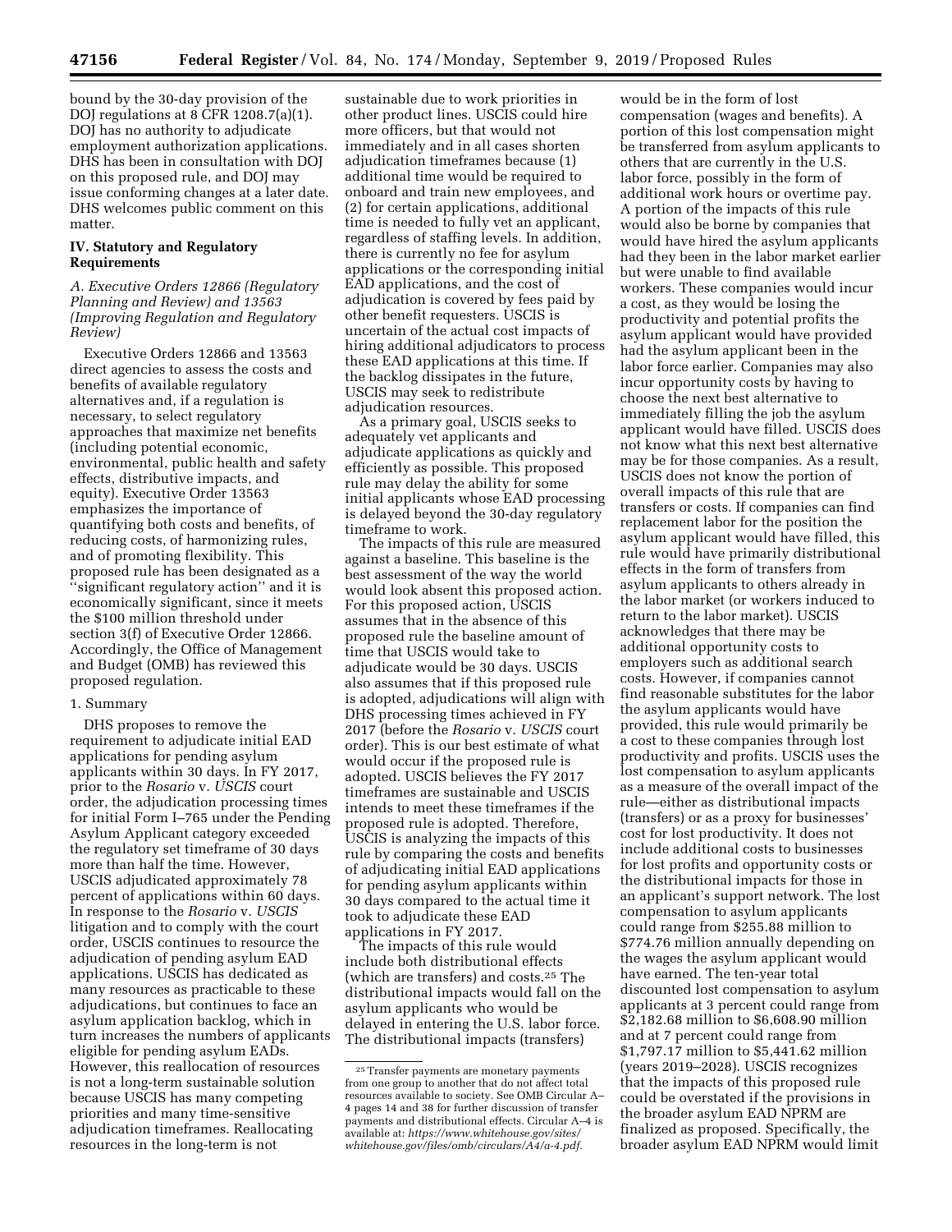bound by the 30-day provision of the DOJ regulations at 8 CFR 1208.7(a)(1). DOJ has no authority to adjudicate employment authorization applications. DHS has been in consultation with DOJ on this proposed rule, and DOJ may issue conforming changes at a later date. DHS welcomes public comment on this matter.

## IV. Statutory and Regulatory Requirements

### *A. Executive Orders 12866 (Regulatory Planning and Review) and 13563 (Improving Regulation and Regulatory Review)*

Executive Orders 12866 and 13563 direct agencies to assess the costs and benefits of available regulatory alternatives and, if a regulation is necessary, to select regulatory approaches that maximize net benefits (including potential economic, environmental, public health and safety effects, distributive impacts, and equity). Executive Order 13563 emphasizes the importance of quantifying both costs and benefits, of reducing costs, of harmonizing rules, and of promoting flexibility. This proposed rule has been designated as a ''significant regulatory action'' and it is economically significant, since it meets the $100 million threshold under section 3(f) of Executive Order 12866. Accordingly, the Office of Management and Budget (OMB) has reviewed this proposed regulation.

#### 1. Summary

DHS proposes to remove the requirement to adjudicate initial EAD applications for pending asylum applicants within 30 days. In FY 2017, prior to the *Rosario* v. *USCIS* court order, the adjudication processing times for initial Form I–765 under the Pending Asylum Applicant category exceeded the regulatory set timeframe of 30 days more than half the time. However, USCIS adjudicated approximately 78 percent of applications within 60 days. In response to the *Rosario* v. *USCIS* litigation and to comply with the court order, USCIS continues to resource the adjudication of pending asylum EAD applications. USCIS has dedicated as many resources as practicable to these adjudications, but continues to face an asylum application backlog, which in turn increases the numbers of applicants eligible for pending asylum EADs. However, this reallocation of resources is not a long-term sustainable solution because USCIS has many competing priorities and many time-sensitive adjudication timeframes. Reallocating resources in the long-term is not sustainable due to work priorities in other product lines. USCIS could hire more officers, but that would not immediately and in all cases shorten adjudication timeframes because (1) additional time would be required to onboard and train new employees, and (2) for certain applications, additional time is needed to fully vet an applicant, regardless of staffing levels. In addition, there is currently no fee for asylum applications or the corresponding initial EAD applications, and the cost of adjudication is covered by fees paid by other benefit requesters. USCIS is uncertain of the actual cost impacts of hiring additional adjudicators to process these EAD applications at this time. If the backlog dissipates in the future, USCIS may seek to redistribute adjudication resources.

As a primary goal, USCIS seeks to adequately vet applicants and adjudicate applications as quickly and efficiently as possible. This proposed rule may delay the ability for some initial applicants whose EAD processing is delayed beyond the 30-day regulatory timeframe to work.

The impacts of this rule are measured against a baseline. This baseline is the best assessment of the way the world would look absent this proposed action. For this proposed action, USCIS assumes that in the absence of this proposed rule the baseline amount of time that USCIS would take to adjudicate would be 30 days. USCIS also assumes that if this proposed rule is adopted, adjudications will align with DHS processing times achieved in FY 2017 (before the *Rosario* v. *USCIS* court order). This is our best estimate of what would occur if the proposed rule is adopted. USCIS believes the FY 2017 timeframes are sustainable and USCIS intends to meet these timeframes if the proposed rule is adopted. Therefore, USCIS is analyzing the impacts of this rule by comparing the costs and benefits of adjudicating initial EAD applications for pending asylum applicants within 30 days compared to the actual time it took to adjudicate these EAD applications in FY 2017.

The impacts of this rule would include both distributional effects (which are transfers) and costs.[25] The distributional impacts would fall on the asylum applicants who would be delayed in entering the U.S. labor force. The distributional impacts (transfers) would be in the form of lost compensation (wages and benefits). A portion of this lost compensation might be transferred from asylum applicants to others that are currently in the U.S. labor force, possibly in the form of additional work hours or overtime pay. A portion of the impacts of this rule would also be borne by companies that would have hired the asylum applicants had they been in the labor market earlier but were unable to find available workers. These companies would incur a cost, as they would be losing the productivity and potential profits the asylum applicant would have provided had the asylum applicant been in the labor force earlier. Companies may also incur opportunity costs by having to choose the next best alternative to immediately filling the job the asylum applicant would have filled. USCIS does not know what this next best alternative may be for those companies. As a result, USCIS does not know the portion of overall impacts of this rule that are transfers or costs. If companies can find replacement labor for the position the asylum applicant would have filled, this rule would have primarily distributional effects in the form of transfers from asylum applicants to others already in the labor market (or workers induced to return to the labor market). USCIS acknowledges that there may be additional opportunity costs to employers such as additional search costs. However, if companies cannot find reasonable substitutes for the labor the asylum applicants would have provided, this rule would primarily be a cost to these companies through lost productivity and profits. USCIS uses the lost compensation to asylum applicants as a measure of the overall impact of the rule—either as distributional impacts (transfers) or as a proxy for businesses' cost for lost productivity. It does not include additional costs to businesses for lost profits and opportunity costs or the distributional impacts for those in an applicant's support network. The lost compensation to asylum applicants could range from $255.88 million to $774.76 million annually depending on the wages the asylum applicant would have earned. The ten-year total discounted lost compensation to asylum applicants at 3 percent could range from $2,182.68 million to $6,608.90 million and at 7 percent could range from $1,797.17 million to $5,441.62 million (years 2019–2028). USCIS recognizes that the impacts of this proposed rule could be overstated if the provisions in the broader asylum EAD NPRM are finalized as proposed. Specifically, the broader asylum EAD NPRM would limit

[25] Transfer payments are monetary payments from one group to another that do not affect total resources available to society. See OMB Circular A–4 pages 14 and 38 for further discussion of transfer payments and distributional effects. Circular A–4 is available at: *https://www.whitehouse.gov/sites/whitehouse.gov/files/omb/circulars/A4/a-4.pdf.*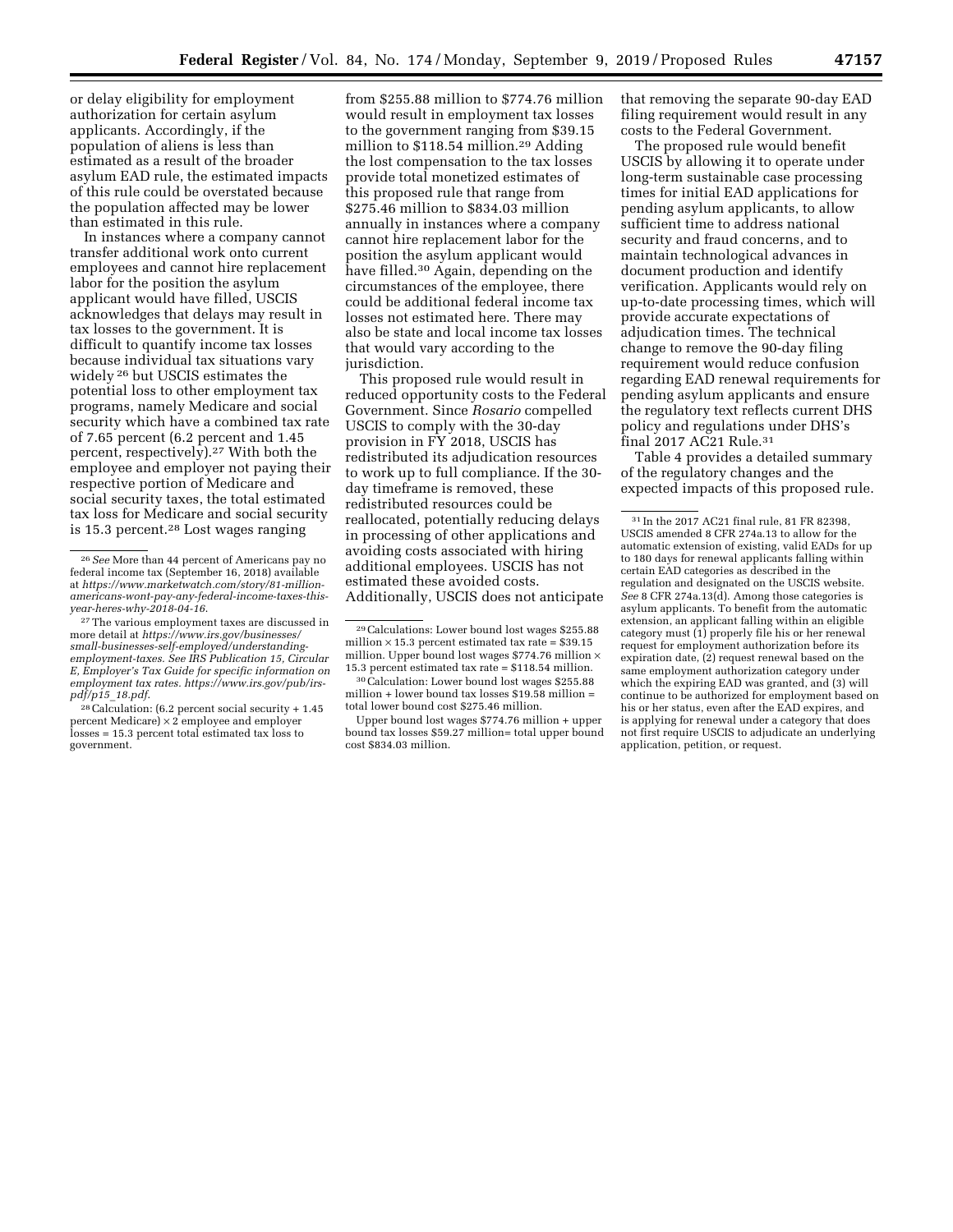or delay eligibility for employment authorization for certain asylum applicants. Accordingly, if the population of aliens is less than estimated as a result of the broader asylum EAD rule, the estimated impacts of this rule could be overstated because the population affected may be lower than estimated in this rule.

In instances where a company cannot transfer additional work onto current employees and cannot hire replacement labor for the position the asylum applicant would have filled, USCIS acknowledges that delays may result in tax losses to the government. It is difficult to quantify income tax losses because individual tax situations vary widely [26] but USCIS estimates the potential loss to other employment tax programs, namely Medicare and social security which have a combined tax rate of 7.65 percent (6.2 percent and 1.45 percent, respectively).[27] With both the employee and employer not paying their respective portion of Medicare and social security taxes, the total estimated tax loss for Medicare and social security is 15.3 percent.[28] Lost wages ranging from $255.88 million to $774.76 million would result in employment tax losses to the government ranging from $39.15 million to $118.54 million.[29] Adding the lost compensation to the tax losses provide total monetized estimates of this proposed rule that range from $275.46 million to $834.03 million annually in instances where a company cannot hire replacement labor for the position the asylum applicant would have filled.[30] Again, depending on the circumstances of the employee, there could be additional federal income tax losses not estimated here. There may also be state and local income tax losses that would vary according to the jurisdiction.

This proposed rule would result in reduced opportunity costs to the Federal Government. Since *Rosario* compelled USCIS to comply with the 30-day provision in FY 2018, USCIS has redistributed its adjudication resources to work up to full compliance. If the 30-day timeframe is removed, these redistributed resources could be reallocated, potentially reducing delays in processing of other applications and avoiding costs associated with hiring additional employees. USCIS has not estimated these avoided costs. Additionally, USCIS does not anticipate that removing the separate 90-day EAD filing requirement would result in any costs to the Federal Government.

The proposed rule would benefit USCIS by allowing it to operate under long-term sustainable case processing times for initial EAD applications for pending asylum applicants, to allow sufficient time to address national security and fraud concerns, and to maintain technological advances in document production and identify verification. Applicants would rely on up-to-date processing times, which will provide accurate expectations of adjudication times. The technical change to remove the 90-day filing requirement would reduce confusion regarding EAD renewal requirements for pending asylum applicants and ensure the regulatory text reflects current DHS policy and regulations under DHS's final 2017 AC21 Rule.[31]

Table 4 provides a detailed summary of the regulatory changes and the expected impacts of this proposed rule.

---

[26] *See* More than 44 percent of Americans pay no federal income tax (September 16, 2018) available at *https://www.marketwatch.com/story/81-million-americans-wont-pay-any-federal-income-taxes-this-year-heres-why-2018-04-16*.

[27] The various employment taxes are discussed in more detail at *https://www.irs.gov/businesses/small-businesses-self-employed/understanding-employment-taxes*. *See IRS Publication 15, Circular E, Employer's Tax Guide for specific information on employment tax rates. https://www.irs.gov/pub/irs-pdf/p15_18.pdf*.

[28] Calculation: (6.2 percent social security + 1.45 percent Medicare) × 2 employee and employer losses = 15.3 percent total estimated tax loss to government.

[29] Calculations: Lower bound lost wages $255.88 million × 15.3 percent estimated tax rate = $39.15 million. Upper bound lost wages $774.76 million × 15.3 percent estimated tax rate = $118.54 million.

[30] Calculation: Lower bound lost wages $255.88 million + lower bound tax losses $19.58 million = total lower bound cost $275.46 million.

Upper bound lost wages $774.76 million + upper bound tax losses $59.27 million= total upper bound cost $834.03 million.

[31] In the 2017 AC21 final rule, 81 FR 82398, USCIS amended 8 CFR 274a.13 to allow for the automatic extension of existing, valid EADs for up to 180 days for renewal applicants falling within certain EAD categories as described in the regulation and designated on the USCIS website. *See* 8 CFR 274a.13(d). Among those categories is asylum applicants. To benefit from the automatic extension, an applicant falling within an eligible category must (1) properly file his or her renewal request for employment authorization before its expiration date, (2) request renewal based on the same employment authorization category under which the expiring EAD was granted, and (3) will continue to be authorized for employment based on his or her status, even after the EAD expires, and is applying for renewal under a category that does not first require USCIS to adjudicate an underlying application, petition, or request.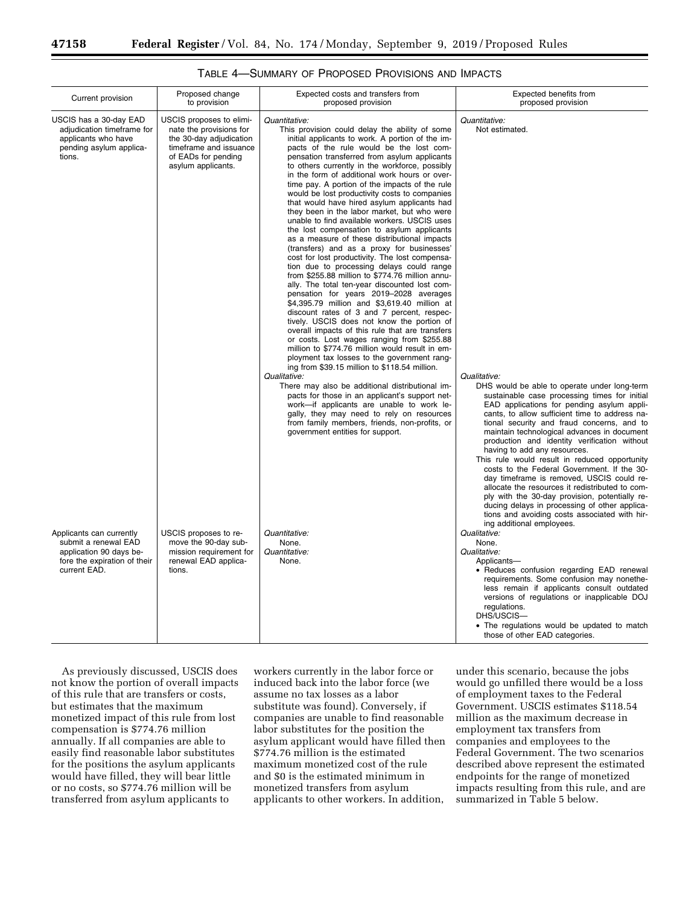TABLE 4—SUMMARY OF PROPOSED PROVISIONS AND IMPACTS

| Current provision | Proposed change to provision | Expected costs and transfers from proposed provision | Expected benefits from proposed provision |
|---|---|---|---|
| USCIS has a 30-day EAD adjudication timeframe for applicants who have pending asylum applications. | USCIS proposes to eliminate the provisions for the 30-day adjudication timeframe and issuance of EADs for pending asylum applicants. | *Quantitative:* This provision could delay the ability of some initial applicants to work. A portion of the impacts of the rule would be the lost compensation transferred from asylum applicants to others currently in the workforce, possibly in the form of additional work hours or overtime pay. A portion of the impacts of the rule would be lost productivity costs to companies that would have hired asylum applicants had they been in the labor market, but who were unable to find available workers. USCIS uses the lost compensation to asylum applicants as a measure of these distributional impacts (transfers) and as a proxy for businesses' cost for lost productivity. The lost compensation due to processing delays could range from \$255.88 million to \$774.76 million annually. The total ten-year discounted lost compensation for years 2019–2028 averages \$4,395.79 million and \$3,619.40 million at discount rates of 3 and 7 percent, respectively. USCIS does not know the portion of overall impacts of this rule that are transfers or costs. Lost wages ranging from \$255.88 million to \$774.76 million would result in employment tax losses to the government ranging from \$39.15 million to \$118.54 million. | *Quantitative:* Not estimated. |
| | | *Qualitative:* There may also be additional distributional impacts for those in an applicant's support network—if applicants are unable to work legally, they may need to rely on resources from family members, friends, non-profits, or government entities for support. | *Qualitative:* DHS would be able to operate under long-term sustainable case processing times for initial EAD applications for pending asylum applicants, to allow sufficient time to address national security and fraud concerns, and to maintain technological advances in document production and identity verification without having to add any resources. This rule would result in reduced opportunity costs to the Federal Government. If the 30-day timeframe is removed, USCIS could reallocate the resources it redistributed to comply with the 30-day provision, potentially reducing delays in processing of other applications and avoiding costs associated with hiring additional employees. |
| Applicants can currently submit a renewal EAD application 90 days before the expiration of their current EAD. | USCIS proposes to remove the 90-day submission requirement for renewal EAD applications. | *Quantitative:* None. *Quantitative:* None. | *Qualitative:* None. *Qualitative:* Applicants— • Reduces confusion regarding EAD renewal requirements. Some confusion may nonetheless remain if applicants consult outdated versions of regulations or inapplicable DOJ regulations. DHS/USCIS— • The regulations would be updated to match those of other EAD categories. |

As previously discussed, USCIS does not know the portion of overall impacts of this rule that are transfers or costs, but estimates that the maximum monetized impact of this rule from lost compensation is \$774.76 million annually. If all companies are able to easily find reasonable labor substitutes for the positions the asylum applicants would have filled, they will bear little or no costs, so \$774.76 million will be transferred from asylum applicants to workers currently in the labor force or induced back into the labor force (we assume no tax losses as a labor substitute was found). Conversely, if companies are unable to find reasonable labor substitutes for the position the asylum applicant would have filled then \$774.76 million is the estimated maximum monetized cost of the rule and \$0 is the estimated minimum in monetized transfers from asylum applicants to other workers. In addition, under this scenario, because the jobs would go unfilled there would be a loss of employment taxes to the Federal Government. USCIS estimates \$118.54 million as the maximum decrease in employment tax transfers from companies and employees to the Federal Government. The two scenarios described above represent the estimated endpoints for the range of monetized impacts resulting from this rule, and are summarized in Table 5 below.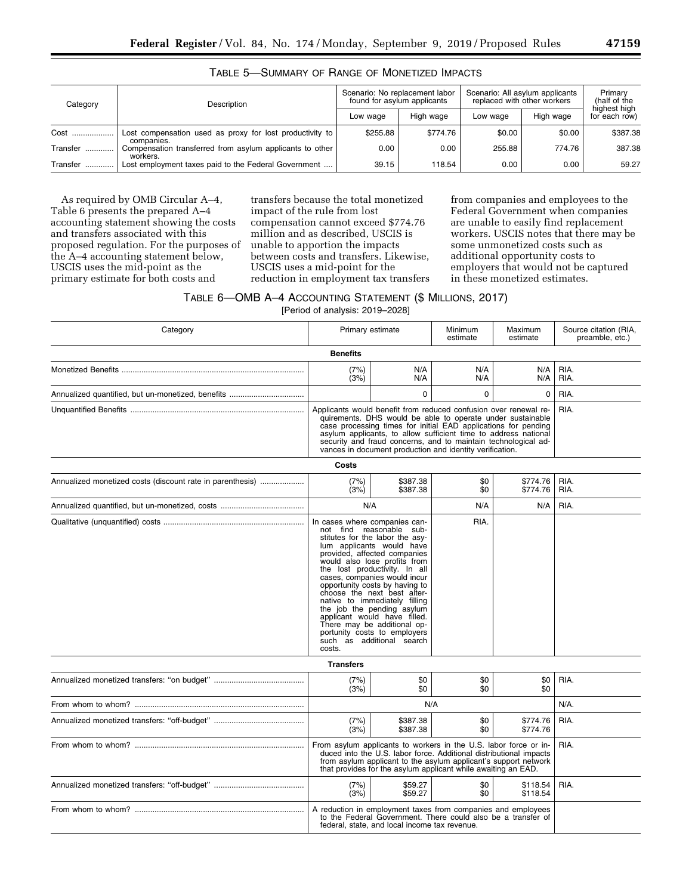TABLE 5—SUMMARY OF RANGE OF MONETIZED IMPACTS

| Category | Description | Scenario: No replacement labor found for asylum applicants | | Scenario: All asylum applicants replaced with other workers | | Primary (half of the highest high for each row) |
|---|---|---|---|---|---|---|
| | | Low wage | High wage | Low wage | High wage | |
| Cost | Lost compensation used as proxy for lost productivity to companies. | $255.88 | $774.76 | $0.00 | $0.00 | $387.38 |
| Transfer | Compensation transferred from asylum applicants to other workers. | 0.00 | 0.00 | 255.88 | 774.76 | 387.38 |
| Transfer | Lost employment taxes paid to the Federal Government | 39.15 | 118.54 | 0.00 | 0.00 | 59.27 |

As required by OMB Circular A–4, Table 6 presents the prepared A–4 accounting statement showing the costs and transfers associated with this proposed regulation. For the purposes of the A–4 accounting statement below, USCIS uses the mid-point as the primary estimate for both costs and transfers because the total monetized impact of the rule from lost compensation cannot exceed $774.76 million and as described, USCIS is unable to apportion the impacts between costs and transfers. Likewise, USCIS uses a mid-point for the reduction in employment tax transfers from companies and employees to the Federal Government when companies are unable to easily find replacement workers. USCIS notes that there may be some unmonetized costs such as additional opportunity costs to employers that would not be captured in these monetized estimates.

TABLE 6—OMB A–4 ACCOUNTING STATEMENT ($ MILLIONS, 2017)

[Period of analysis: 2019–2028]

| Category | Primary estimate | | Minimum estimate | Maximum estimate | Source citation (RIA, preamble, etc.) |
|---|---|---|---|---|---|
| **Benefits** | | | | | |
| Monetized Benefits | (7%)<br>(3%) | N/A<br>N/A | N/A<br>N/A | N/A<br>N/A | RIA.<br>RIA. |
| Annualized quantified, but un-monetized, benefits | | 0 | 0 | 0 | RIA. |
| Unquantified Benefits | Applicants would benefit from reduced confusion over renewal requirements. DHS would be able to operate under sustainable case processing times for initial EAD applications for pending asylum applicants, to allow sufficient time to address national security and fraud concerns, and to maintain technological advances in document production and identity verification. | | | | RIA. |
| **Costs** | | | | | |
| Annualized monetized costs (discount rate in parenthesis) | (7%)<br>(3%) | $387.38<br>$387.38 | $0<br>$0 | $774.76<br>$774.76 | RIA.<br>RIA. |
| Annualized quantified, but un-monetized, costs | N/A | | N/A | N/A | RIA. |
| Qualitative (unquantified) costs | In cases where companies cannot find reasonable substitutes for the labor the asylum applicants would have provided, affected companies would also lose profits from the lost productivity. In all cases, companies would incur opportunity costs by having to choose the next best alternative to immediately filling the job the pending asylum applicant would have filled. There may be additional opportunity costs to employers such as additional search costs. | | RIA. | | |
| **Transfers** | | | | | |
| Annualized monetized transfers: "on budget" | (7%)<br>(3%) | $0<br>$0 | $0<br>$0 | $0<br>$0 | RIA. |
| From whom to whom? | N/A | | | | N/A. |
| Annualized monetized transfers: "off-budget" | (7%)<br>(3%) | $387.38<br>$387.38 | $0<br>$0 | $774.76<br>$774.76 | RIA. |
| From whom to whom? | From asylum applicants to workers in the U.S. labor force or induced into the U.S. labor force. Additional distributional impacts from asylum applicant to the asylum applicant's support network that provides for the asylum applicant while awaiting an EAD. | | | | RIA. |
| Annualized monetized transfers: "off-budget" | (7%)<br>(3%) | $59.27<br>$59.27 | $0<br>$0 | $118.54<br>$118.54 | RIA. |
| From whom to whom? | A reduction in employment taxes from companies and employees to the Federal Government. There could also be a transfer of federal, state, and local income tax revenue. | | | | |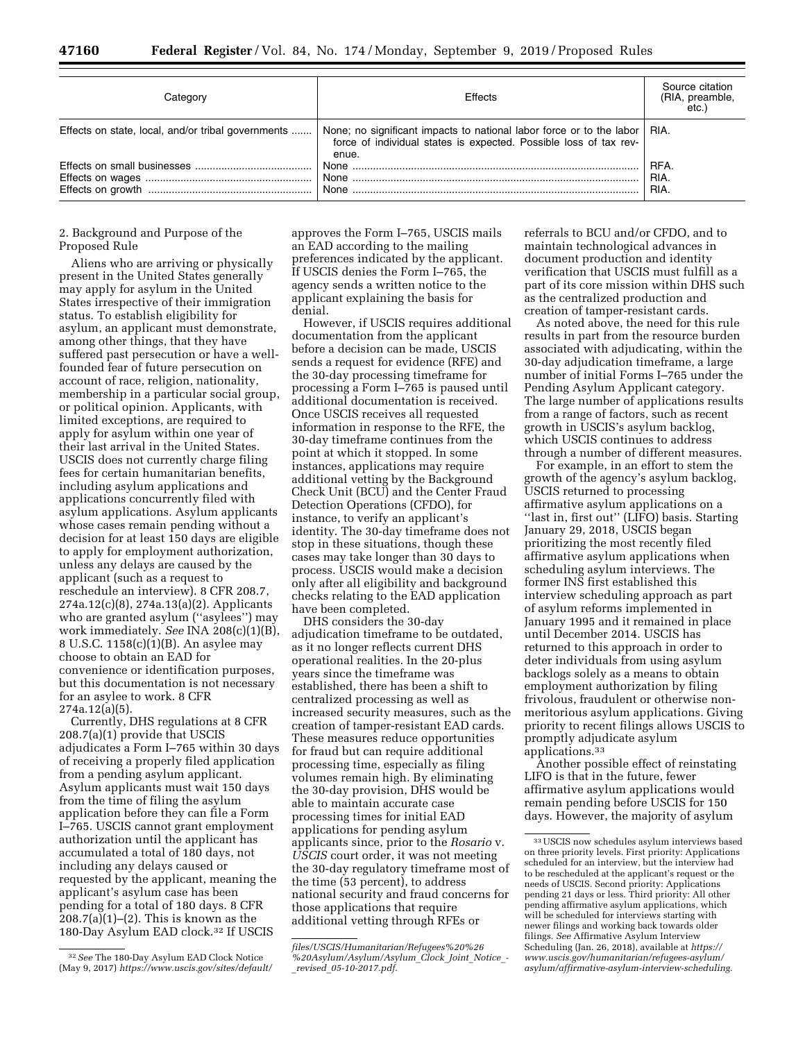| Category | Effects | Source citation (RIA, preamble, etc.) |
| --- | --- | --- |
| Effects on state, local, and/or tribal governments | None; no significant impacts to national labor force or to the labor force of individual states is expected. Possible loss of tax revenue. | RIA. |
| Effects on small businesses | None | RFA. |
| Effects on wages | None | RIA. |
| Effects on growth | None | RIA. |

2. Background and Purpose of the Proposed Rule

Aliens who are arriving or physically present in the United States generally may apply for asylum in the United States irrespective of their immigration status. To establish eligibility for asylum, an applicant must demonstrate, among other things, that they have suffered past persecution or have a well-founded fear of future persecution on account of race, religion, nationality, membership in a particular social group, or political opinion. Applicants, with limited exceptions, are required to apply for asylum within one year of their last arrival in the United States. USCIS does not currently charge filing fees for certain humanitarian benefits, including asylum applications and applications concurrently filed with asylum applications. Asylum applicants whose cases remain pending without a decision for at least 150 days are eligible to apply for employment authorization, unless any delays are caused by the applicant (such as a request to reschedule an interview). 8 CFR 208.7, 274a.12(c)(8), 274a.13(a)(2). Applicants who are granted asylum (''asylees'') may work immediately. *See* INA 208(c)(1)(B), 8 U.S.C. 1158(c)(1)(B). An asylee may choose to obtain an EAD for convenience or identification purposes, but this documentation is not necessary for an asylee to work. 8 CFR 274a.12(a)(5).

Currently, DHS regulations at 8 CFR 208.7(a)(1) provide that USCIS adjudicates a Form I–765 within 30 days of receiving a properly filed application from a pending asylum applicant. Asylum applicants must wait 150 days from the time of filing the asylum application before they can file a Form I–765. USCIS cannot grant employment authorization until the applicant has accumulated a total of 180 days, not including any delays caused or requested by the applicant, meaning the applicant's asylum case has been pending for a total of 180 days. 8 CFR 208.7(a)(1)–(2). This is known as the 180-Day Asylum EAD clock.[32] If USCIS approves the Form I–765, USCIS mails an EAD according to the mailing preferences indicated by the applicant. If USCIS denies the Form I–765, the agency sends a written notice to the applicant explaining the basis for denial.

However, if USCIS requires additional documentation from the applicant before a decision can be made, USCIS sends a request for evidence (RFE) and the 30-day processing timeframe for processing a Form I–765 is paused until additional documentation is received. Once USCIS receives all requested information in response to the RFE, the 30-day timeframe continues from the point at which it stopped. In some instances, applications may require additional vetting by the Background Check Unit (BCU) and the Center Fraud Detection Operations (CFDO), for instance, to verify an applicant's identity. The 30-day timeframe does not stop in these situations, though these cases may take longer than 30 days to process. USCIS would make a decision only after all eligibility and background checks relating to the EAD application have been completed.

DHS considers the 30-day adjudication timeframe to be outdated, as it no longer reflects current DHS operational realities. In the 20-plus years since the timeframe was established, there has been a shift to centralized processing as well as increased security measures, such as the creation of tamper-resistant EAD cards. These measures reduce opportunities for fraud but can require additional processing time, especially as filing volumes remain high. By eliminating the 30-day provision, DHS would be able to maintain accurate case processing times for initial EAD applications for pending asylum applicants since, prior to the *Rosario* v. *USCIS* court order, it was not meeting the 30-day regulatory timeframe most of the time (53 percent), to address national security and fraud concerns for those applications that require additional vetting through RFEs or referrals to BCU and/or CFDO, and to maintain technological advances in document production and identity verification that USCIS must fulfill as a part of its core mission within DHS such as the centralized production and creation of tamper-resistant cards.

As noted above, the need for this rule results in part from the resource burden associated with adjudicating, within the 30-day adjudication timeframe, a large number of initial Forms I–765 under the Pending Asylum Applicant category. The large number of applications results from a range of factors, such as recent growth in USCIS's asylum backlog, which USCIS continues to address through a number of different measures.

For example, in an effort to stem the growth of the agency's asylum backlog, USCIS returned to processing affirmative asylum applications on a ''last in, first out'' (LIFO) basis. Starting January 29, 2018, USCIS began prioritizing the most recently filed affirmative asylum applications when scheduling asylum interviews. The former INS first established this interview scheduling approach as part of asylum reforms implemented in January 1995 and it remained in place until December 2014. USCIS has returned to this approach in order to deter individuals from using asylum backlogs solely as a means to obtain employment authorization by filing frivolous, fraudulent or otherwise non-meritorious asylum applications. Giving priority to recent filings allows USCIS to promptly adjudicate asylum applications.[33]

Another possible effect of reinstating LIFO is that in the future, fewer affirmative asylum applications would remain pending before USCIS for 150 days. However, the majority of asylum

[32] *See* The 180-Day Asylum EAD Clock Notice (May 9, 2017) *https://www.uscis.gov/sites/default/files/USCIS/Humanitarian/Refugees%20%26%20Asylum/Asylum/Asylum_Clock_Joint_Notice_-_revised_05-10-2017.pdf.*

[33] USCIS now schedules asylum interviews based on three priority levels. First priority: Applications scheduled for an interview, but the interview had to be rescheduled at the applicant's request or the needs of USCIS. Second priority: Applications pending 21 days or less. Third priority: All other pending affirmative asylum applications, which will be scheduled for interviews starting with newer filings and working back towards older filings. *See* Affirmative Asylum Interview Scheduling (Jan. 26, 2018), available at *https://www.uscis.gov/humanitarian/refugees-asylum/asylum/affirmative-asylum-interview-scheduling.*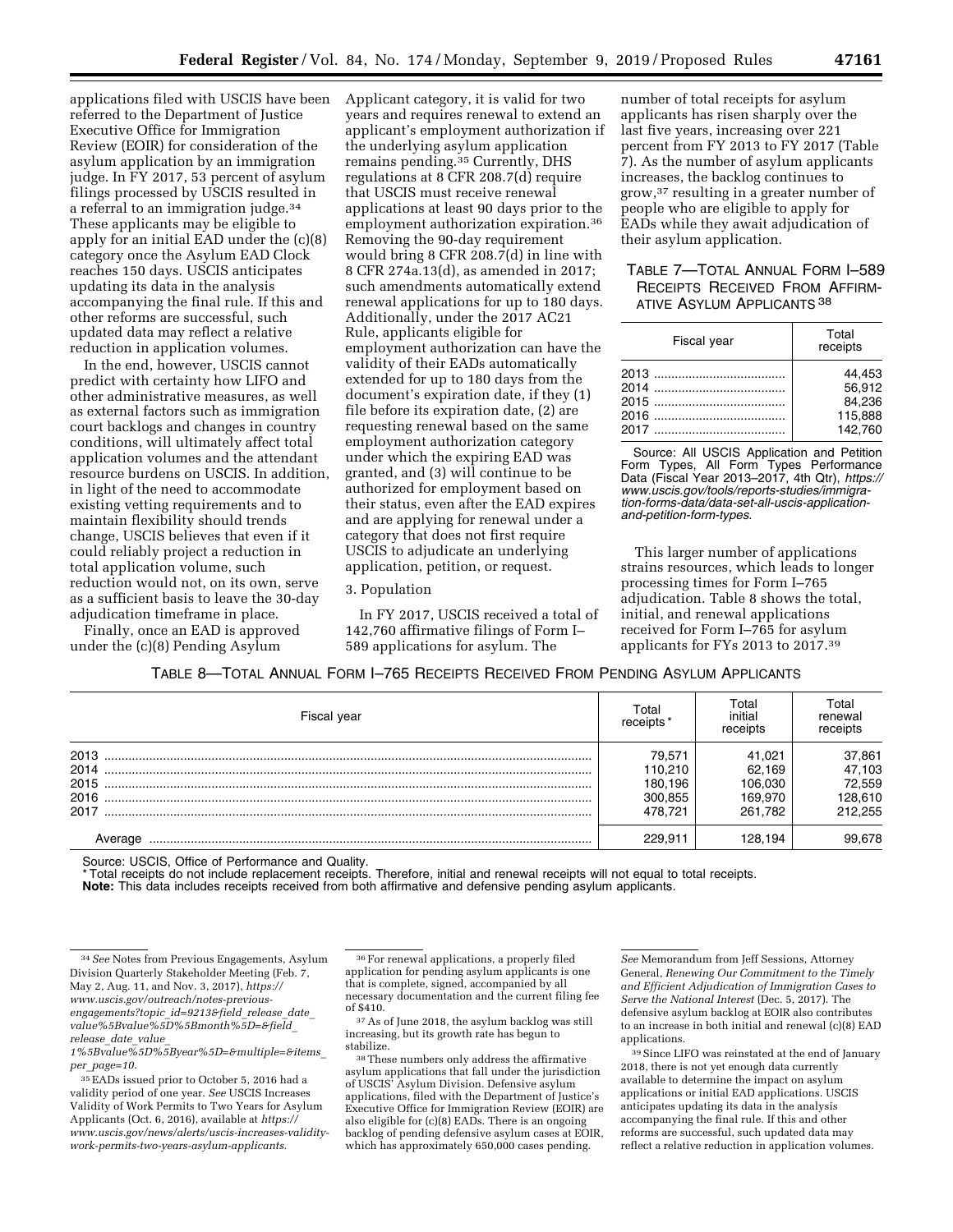applications filed with USCIS have been referred to the Department of Justice Executive Office for Immigration Review (EOIR) for consideration of the asylum application by an immigration judge. In FY 2017, 53 percent of asylum filings processed by USCIS resulted in a referral to an immigration judge.[34] These applicants may be eligible to apply for an initial EAD under the (c)(8) category once the Asylum EAD Clock reaches 150 days. USCIS anticipates updating its data in the analysis accompanying the final rule. If this and other reforms are successful, such updated data may reflect a relative reduction in application volumes.

In the end, however, USCIS cannot predict with certainty how LIFO and other administrative measures, as well as external factors such as immigration court backlogs and changes in country conditions, will ultimately affect total application volumes and the attendant resource burdens on USCIS. In addition, in light of the need to accommodate existing vetting requirements and to maintain flexibility should trends change, USCIS believes that even if it could reliably project a reduction in total application volume, such reduction would not, on its own, serve as a sufficient basis to leave the 30-day adjudication timeframe in place.

Finally, once an EAD is approved under the (c)(8) Pending Asylum Applicant category, it is valid for two years and requires renewal to extend an applicant's employment authorization if the underlying asylum application remains pending.[35] Currently, DHS regulations at 8 CFR 208.7(d) require that USCIS must receive renewal applications at least 90 days prior to the employment authorization expiration.[36] Removing the 90-day requirement would bring 8 CFR 208.7(d) in line with 8 CFR 274a.13(d), as amended in 2017; such amendments automatically extend renewal applications for up to 180 days. Additionally, under the 2017 AC21 Rule, applicants eligible for employment authorization can have the validity of their EADs automatically extended for up to 180 days from the document's expiration date, if they (1) file before its expiration date, (2) are requesting renewal based on the same employment authorization category under which the expiring EAD was granted, and (3) will continue to be authorized for employment based on their status, even after the EAD expires and are applying for renewal under a category that does not first require USCIS to adjudicate an underlying application, petition, or request.

3. Population

In FY 2017, USCIS received a total of 142,760 affirmative filings of Form I–589 applications for asylum. The number of total receipts for asylum applicants has risen sharply over the last five years, increasing over 221 percent from FY 2013 to FY 2017 (Table 7). As the number of asylum applicants increases, the backlog continues to grow,[37] resulting in a greater number of people who are eligible to apply for EADs while they await adjudication of their asylum application.

TABLE 7—TOTAL ANNUAL FORM I–589 RECEIPTS RECEIVED FROM AFFIRMATIVE ASYLUM APPLICANTS [38]

| Fiscal year | Total receipts |
|---|---|
| 2013 | 44,453 |
| 2014 | 56,912 |
| 2015 | 84,236 |
| 2016 | 115,888 |
| 2017 | 142,760 |

Source: All USCIS Application and Petition Form Types, All Form Types Performance Data (Fiscal Year 2013–2017, 4th Qtr), *https://www.uscis.gov/tools/reports-studies/immigration-forms-data/data-set-all-uscis-application-and-petition-form-types*.

This larger number of applications strains resources, which leads to longer processing times for Form I–765 adjudication. Table 8 shows the total, initial, and renewal applications received for Form I–765 for asylum applicants for FYs 2013 to 2017.[39]

TABLE 8—TOTAL ANNUAL FORM I–765 RECEIPTS RECEIVED FROM PENDING ASYLUM APPLICANTS

| Fiscal year | Total receipts * | Total initial receipts | Total renewal receipts |
|---|---|---|---|
| 2013 | 79,571 | 41,021 | 37,861 |
| 2014 | 110,210 | 62,169 | 47,103 |
| 2015 | 180,196 | 106,030 | 72,559 |
| 2016 | 300,855 | 169,970 | 128,610 |
| 2017 | 478,721 | 261,782 | 212,255 |
| Average | 229,911 | 128,194 | 99,678 |

Source: USCIS, Office of Performance and Quality.
* Total receipts do not include replacement receipts. Therefore, initial and renewal receipts will not equal to total receipts.
**Note:** This data includes receipts received from both affirmative and defensive pending asylum applicants.

---

[34] *See* Notes from Previous Engagements, Asylum Division Quarterly Stakeholder Meeting (Feb. 7, May 2, Aug. 11, and Nov. 3, 2017), *https://www.uscis.gov/outreach/notes-previous-engagements?topic_id=9213&field_release_date_value%5Bvalue%5D%5Bmonth%5D=&field_release_date_value_1%5Bvalue%5D%5Byear%5D=&multiple=&items_per_page=10*.

[35] EADs issued prior to October 5, 2016 had a validity period of one year. *See* USCIS Increases Validity of Work Permits to Two Years for Asylum Applicants (Oct. 6, 2016), available at *https://www.uscis.gov/news/alerts/uscis-increases-validity-work-permits-two-years-asylum-applicants*.

[36] For renewal applications, a properly filed application for pending asylum applicants is one that is complete, signed, accompanied by all necessary documentation and the current filing fee of $410.

[37] As of June 2018, the asylum backlog was still increasing, but its growth rate has begun to stabilize.

[38] These numbers only address the affirmative asylum applications that fall under the jurisdiction of USCIS' Asylum Division. Defensive asylum applications, filed with the Department of Justice's Executive Office for Immigration Review (EOIR) are also eligible for (c)(8) EADs. There is an ongoing backlog of pending defensive asylum cases at EOIR, which has approximately 650,000 cases pending. *See* Memorandum from Jeff Sessions, Attorney General, *Renewing Our Commitment to the Timely and Efficient Adjudication of Immigration Cases to Serve the National Interest* (Dec. 5, 2017). The defensive asylum backlog at EOIR also contributes to an increase in both initial and renewal (c)(8) EAD applications.

[39] Since LIFO was reinstated at the end of January 2018, there is not yet enough data currently available to determine the impact on asylum applications or initial EAD applications. USCIS anticipates updating its data in the analysis accompanying the final rule. If this and other reforms are successful, such updated data may reflect a relative reduction in application volumes.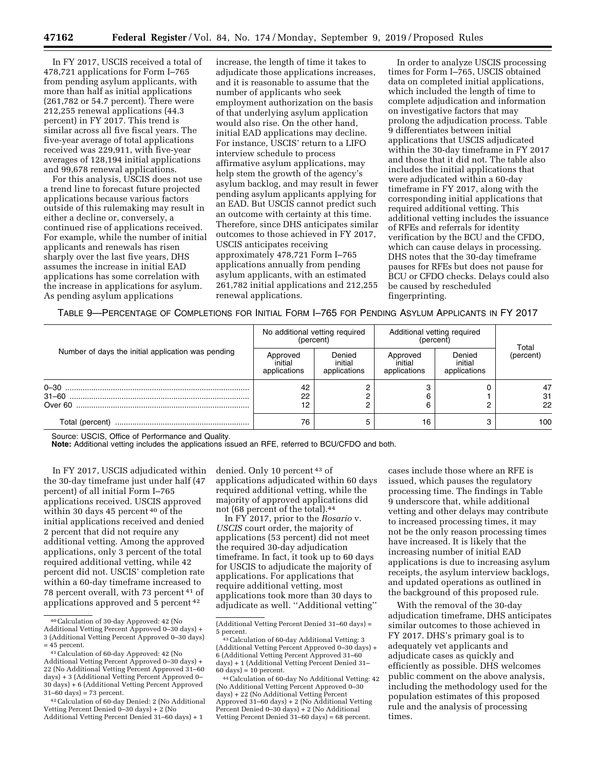In FY 2017, USCIS received a total of 478,721 applications for Form I–765 from pending asylum applicants, with more than half as initial applications (261,782 or 54.7 percent). There were 212,255 renewal applications (44.3 percent) in FY 2017. This trend is similar across all five fiscal years. The five-year average of total applications received was 229,911, with five-year averages of 128,194 initial applications and 99,678 renewal applications.

For this analysis, USCIS does not use a trend line to forecast future projected applications because various factors outside of this rulemaking may result in either a decline or, conversely, a continued rise of applications received. For example, while the number of initial applicants and renewals has risen sharply over the last five years, DHS assumes the increase in initial EAD applications has some correlation with the increase in applications for asylum. As pending asylum applications increase, the length of time it takes to adjudicate those applications increases, and it is reasonable to assume that the number of applicants who seek employment authorization on the basis of that underlying asylum application would also rise. On the other hand, initial EAD applications may decline. For instance, USCIS' return to a LIFO interview schedule to process affirmative asylum applications, may help stem the growth of the agency's asylum backlog, and may result in fewer pending asylum applicants applying for an EAD. But USCIS cannot predict such an outcome with certainty at this time. Therefore, since DHS anticipates similar outcomes to those achieved in FY 2017, USCIS anticipates receiving approximately 478,721 Form I–765 applications annually from pending asylum applicants, with an estimated 261,782 initial applications and 212,255 renewal applications.

In order to analyze USCIS processing times for Form I–765, USCIS obtained data on completed initial applications, which included the length of time to complete adjudication and information on investigative factors that may prolong the adjudication process. Table 9 differentiates between initial applications that USCIS adjudicated within the 30-day timeframe in FY 2017 and those that it did not. The table also includes the initial applications that were adjudicated within a 60-day timeframe in FY 2017, along with the corresponding initial applications that required additional vetting. This additional vetting includes the issuance of RFEs and referrals for identity verification by the BCU and the CFDO, which can cause delays in processing. DHS notes that the 30-day timeframe pauses for RFEs but does not pause for BCU or CFDO checks. Delays could also be caused by rescheduled fingerprinting.

TABLE 9—PERCENTAGE OF COMPLETIONS FOR INITIAL FORM I–765 FOR PENDING ASYLUM APPLICANTS IN FY 2017

| Number of days the initial application was pending | No additional vetting required (percent) | | Additional vetting required (percent) | | Total (percent) |
|---|---|---|---|---|---|
| | Approved initial applications | Denied initial applications | Approved initial applications | Denied initial applications | |
| 0–30 | 42 | 2 | 3 | 0 | 47 |
| 31–60 | 22 | 2 | 6 | 1 | 31 |
| Over 60 | 12 | 2 | 6 | 2 | 22 |
| Total (percent) | 76 | 5 | 16 | 3 | 100 |

Source: USCIS, Office of Performance and Quality.

**Note:** Additional vetting includes the applications issued an RFE, referred to BCU/CFDO and both.

In FY 2017, USCIS adjudicated within the 30-day timeframe just under half (47 percent) of all initial Form I–765 applications received. USCIS approved within 30 days 45 percent[40] of the initial applications received and denied 2 percent that did not require any additional vetting. Among the approved applications, only 3 percent of the total required additional vetting, while 42 percent did not. USCIS' completion rate within a 60-day timeframe increased to 78 percent overall, with 73 percent[41] of applications approved and 5 percent[42] denied. Only 10 percent[43] of applications adjudicated within 60 days required additional vetting, while the majority of approved applications did not (68 percent of the total).[44]

In FY 2017, prior to the *Rosario* v. *USCIS* court order, the majority of applications (53 percent) did not meet the required 30-day adjudication timeframe. In fact, it took up to 60 days for USCIS to adjudicate the majority of applications. For applications that require additional vetting, most applications took more than 30 days to adjudicate as well. ''Additional vetting'' cases include those where an RFE is issued, which pauses the regulatory processing time. The findings in Table 9 underscore that, while additional vetting and other delays may contribute to increased processing times, it may not be the only reason processing times have increased. It is likely that the increasing number of initial EAD applications is due to increasing asylum receipts, the asylum interview backlogs, and updated operations as outlined in the background of this proposed rule.

With the removal of the 30-day adjudication timeframe, DHS anticipates similar outcomes to those achieved in FY 2017. DHS's primary goal is to adequately vet applicants and adjudicate cases as quickly and efficiently as possible. DHS welcomes public comment on the above analysis, including the methodology used for the population estimates of this proposed rule and the analysis of processing times.

---

[40] Calculation of 30-day Approved: 42 (No Additional Vetting Percent Approved 0–30 days) + 3 (Additional Vetting Percent Approved 0–30 days) = 45 percent.

[41] Calculation of 60-day Approved: 42 (No Additional Vetting Percent Approved 0–30 days) + 22 (No Additional Vetting Percent Approved 31–60 days) + 3 (Additional Vetting Percent Approved 0–30 days) + 6 (Additional Vetting Percent Approved 31–60 days) = 73 percent.

[42] Calculation of 60-day Denied: 2 (No Additional Vetting Percent Denied 0–30 days) + 2 (No Additional Vetting Percent Denied 31–60 days) + 1 (Additional Vetting Percent Denied 31–60 days) = 5 percent.

[43] Calculation of 60-day Additional Vetting: 3 (Additional Vetting Percent Approved 0–30 days) + 6 (Additional Vetting Percent Approved 31–60 days) + 1 (Additional Vetting Percent Denied 31–60 days) = 10 percent.

[44] Calculation of 60-day No Additional Vetting: 42 (No Additional Vetting Percent Approved 0–30 days) + 22 (No Additional Vetting Percent Approved 31–60 days) + 2 (No Additional Vetting Percent Denied 0–30 days) + 2 (No Additional Vetting Percent Denied 31–60 days) = 68 percent.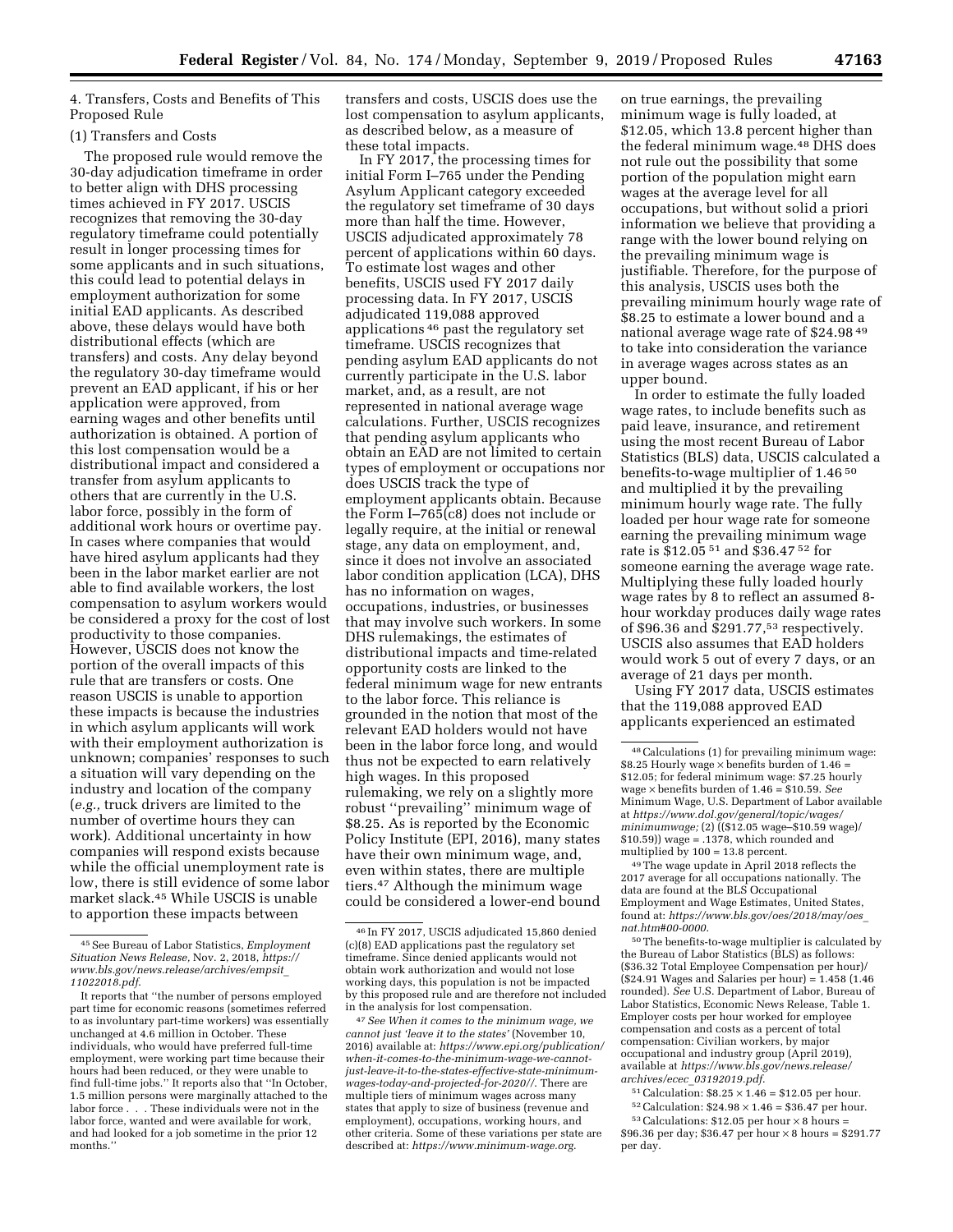4. Transfers, Costs and Benefits of This Proposed Rule

(1) Transfers and Costs

The proposed rule would remove the 30-day adjudication timeframe in order to better align with DHS processing times achieved in FY 2017. USCIS recognizes that removing the 30-day regulatory timeframe could potentially result in longer processing times for some applicants and in such situations, this could lead to potential delays in employment authorization for some initial EAD applicants. As described above, these delays would have both distributional effects (which are transfers) and costs. Any delay beyond the regulatory 30-day timeframe would prevent an EAD applicant, if his or her application were approved, from earning wages and other benefits until authorization is obtained. A portion of this lost compensation would be a distributional impact and considered a transfer from asylum applicants to others that are currently in the U.S. labor force, possibly in the form of additional work hours or overtime pay. In cases where companies that would have hired asylum applicants had they been in the labor market earlier are not able to find available workers, the lost compensation to asylum workers would be considered a proxy for the cost of lost productivity to those companies. However, USCIS does not know the portion of the overall impacts of this rule that are transfers or costs. One reason USCIS is unable to apportion these impacts is because the industries in which asylum applicants will work with their employment authorization is unknown; companies' responses to such a situation will vary depending on the industry and location of the company (*e.g.,* truck drivers are limited to the number of overtime hours they can work). Additional uncertainty in how companies will respond exists because while the official unemployment rate is low, there is still evidence of some labor market slack.[45] While USCIS is unable to apportion these impacts between transfers and costs, USCIS does use the lost compensation to asylum applicants, as described below, as a measure of these total impacts.

In FY 2017, the processing times for initial Form I–765 under the Pending Asylum Applicant category exceeded the regulatory set timeframe of 30 days more than half the time. However, USCIS adjudicated approximately 78 percent of applications within 60 days. To estimate lost wages and other benefits, USCIS used FY 2017 daily processing data. In FY 2017, USCIS adjudicated 119,088 approved applications[46] past the regulatory set timeframe. USCIS recognizes that pending asylum EAD applicants do not currently participate in the U.S. labor market, and, as a result, are not represented in national average wage calculations. Further, USCIS recognizes that pending asylum applicants who obtain an EAD are not limited to certain types of employment or occupations nor does USCIS track the type of employment applicants obtain. Because the Form I–765(c8) does not include or legally require, at the initial or renewal stage, any data on employment, and, since it does not involve an associated labor condition application (LCA), DHS has no information on wages, occupations, industries, or businesses that may involve such workers. In some DHS rulemakings, the estimates of distributional impacts and time-related opportunity costs are linked to the federal minimum wage for new entrants to the labor force. This reliance is grounded in the notion that most of the relevant EAD holders would not have been in the labor force long, and would thus not be expected to earn relatively high wages. In this proposed rulemaking, we rely on a slightly more robust "prevailing" minimum wage of $8.25. As is reported by the Economic Policy Institute (EPI, 2016), many states have their own minimum wage, and, even within states, there are multiple tiers.[47] Although the minimum wage could be considered a lower-end bound on true earnings, the prevailing minimum wage is fully loaded, at $12.05, which 13.8 percent higher than the federal minimum wage.[48] DHS does not rule out the possibility that some portion of the population might earn wages at the average level for all occupations, but without solid a priori information we believe that providing a range with the lower bound relying on the prevailing minimum wage is justifiable. Therefore, for the purpose of this analysis, USCIS uses both the prevailing minimum hourly wage rate of $8.25 to estimate a lower bound and a national average wage rate of $24.98[49] to take into consideration the variance in average wages across states as an upper bound.

In order to estimate the fully loaded wage rates, to include benefits such as paid leave, insurance, and retirement using the most recent Bureau of Labor Statistics (BLS) data, USCIS calculated a benefits-to-wage multiplier of 1.46[50] and multiplied it by the prevailing minimum hourly wage rate. The fully loaded per hour wage rate for someone earning the prevailing minimum wage rate is $12.05[51] and $36.47[52] for someone earning the average wage rate. Multiplying these fully loaded hourly wage rates by 8 to reflect an assumed 8-hour workday produces daily wage rates of $96.36 and $291.77,[53] respectively. USCIS also assumes that EAD holders would work 5 out of every 7 days, or an average of 21 days per month.

Using FY 2017 data, USCIS estimates that the 119,088 approved EAD applicants experienced an estimated

---

[45] See Bureau of Labor Statistics, *Employment Situation News Release,* Nov. 2, 2018, *https://www.bls.gov/news.release/archives/empsit_11022018.pdf.*

It reports that "the number of persons employed part time for economic reasons (sometimes referred to as involuntary part-time workers) was essentially unchanged at 4.6 million in October. These individuals, who would have preferred full-time employment, were working part time because their hours had been reduced, or they were unable to find full-time jobs." It reports also that "In October, 1.5 million persons were marginally attached to the labor force . . . These individuals were not in the labor force, wanted and were available for work, and had looked for a job sometime in the prior 12 months."

[46] In FY 2017, USCIS adjudicated 15,860 denied (c)(8) EAD applications past the regulatory set timeframe. Since denied applicants would not obtain work authorization and would not lose working days, this population is not be impacted by this proposed rule and are therefore not included in the analysis for lost compensation.

[47] *See When it comes to the minimum wage, we cannot just 'leave it to the states'* (November 10, 2016) available at: *https://www.epi.org/publication/when-it-comes-to-the-minimum-wage-we-cannot-just-leave-it-to-the-states-effective-state-minimum-wages-today-and-projected-for-2020//.* There are multiple tiers of minimum wages across many states that apply to size of business (revenue and employment), occupations, working hours, and other criteria. Some of these variations per state are described at: *https://www.minimum-wage.org.*

[48] Calculations (1) for prevailing minimum wage: $8.25 Hourly wage × benefits burden of 1.46 = $12.05; for federal minimum wage: $7.25 hourly wage × benefits burden of 1.46 = $10.59. *See* Minimum Wage, U.S. Department of Labor available at *https://www.dol.gov/general/topic/wages/minimumwage;* (2) (($12.05 wage–$10.59 wage)/$10.59)) wage = .1378, which rounded and multiplied by 100 = 13.8 percent.

[49] The wage update in April 2018 reflects the 2017 average for all occupations nationally. The data are found at the BLS Occupational Employment and Wage Estimates, United States, found at: *https://www.bls.gov/oes/2018/may/oes_nat.htm#00-0000.*

[50] The benefits-to-wage multiplier is calculated by the Bureau of Labor Statistics (BLS) as follows: ($36.32 Total Employee Compensation per hour)/($24.91 Wages and Salaries per hour) = 1.458 (1.46 rounded). *See* U.S. Department of Labor, Bureau of Labor Statistics, Economic News Release, Table 1. Employer costs per hour worked for employee compensation and costs as a percent of total compensation: Civilian workers, by major occupational and industry group (April 2019), available at *https://www.bls.gov/news.release/archives/ecec_03192019.pdf.*

[51] Calculation: $8.25 × 1.46 = $12.05 per hour.

[52] Calculation: $24.98 × 1.46 = $36.47 per hour.

[53] Calculations: $12.05 per hour × 8 hours = $96.36 per day; $36.47 per hour × 8 hours = $291.77 per day.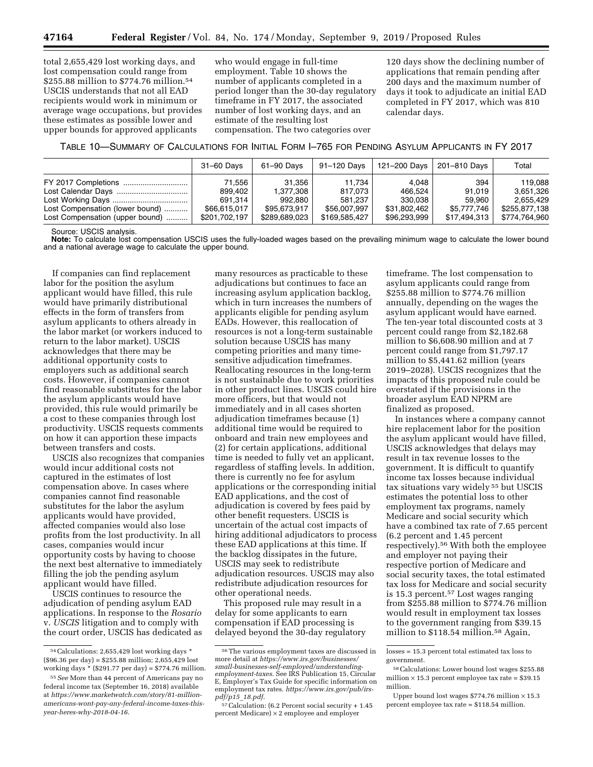total 2,655,429 lost working days, and lost compensation could range from $255.88 million to $774.76 million.[54] USCIS understands that not all EAD recipients would work in minimum or average wage occupations, but provides these estimates as possible lower and upper bounds for approved applicants who would engage in full-time employment. Table 10 shows the number of applicants completed in a period longer than the 30-day regulatory timeframe in FY 2017, the associated number of lost working days, and an estimate of the resulting lost compensation. The two categories over 120 days show the declining number of applications that remain pending after 200 days and the maximum number of days it took to adjudicate an initial EAD completed in FY 2017, which was 810 calendar days.

TABLE 10—SUMMARY OF CALCULATIONS FOR INITIAL FORM I–765 FOR PENDING ASYLUM APPLICANTS IN FY 2017

| | 31–60 Days | 61–90 Days | 91–120 Days | 121–200 Days | 201–810 Days | Total |
|---|---|---|---|---|---|---|
| FY 2017 Completions | 71,556 | 31,356 | 11,734 | 4,048 | 394 | 119,088 |
| Lost Calendar Days | 899,402 | 1,377,308 | 817,073 | 466,524 | 91,019 | 3,651,326 |
| Lost Working Days | 691,314 | 992,880 | 581,237 | 330,038 | 59,960 | 2,655,429 |
| Lost Compensation (lower bound) | $66,615,017 | $95,673,917 | $56,007,997 | $31,802,462 | $5,777,746 | $255,877,138 |
| Lost Compensation (upper bound) | $201,702,197 | $289,689,023 | $169,585,427 | $96,293,999 | $17,494,313 | $774,764,960 |

Source: USCIS analysis.

**Note:** To calculate lost compensation USCIS uses the fully-loaded wages based on the prevailing minimum wage to calculate the lower bound and a national average wage to calculate the upper bound.

If companies can find replacement labor for the position the asylum applicant would have filled, this rule would have primarily distributional effects in the form of transfers from asylum applicants to others already in the labor market (or workers induced to return to the labor market). USCIS acknowledges that there may be additional opportunity costs to employers such as additional search costs. However, if companies cannot find reasonable substitutes for the labor the asylum applicants would have provided, this rule would primarily be a cost to these companies through lost productivity. USCIS requests comments on how it can apportion these impacts between transfers and costs.

USCIS also recognizes that companies would incur additional costs not captured in the estimates of lost compensation above. In cases where companies cannot find reasonable substitutes for the labor the asylum applicants would have provided, affected companies would also lose profits from the lost productivity. In all cases, companies would incur opportunity costs by having to choose the next best alternative to immediately filling the job the pending asylum applicant would have filled.

USCIS continues to resource the adjudication of pending asylum EAD applications. In response to the *Rosario v. USCIS* litigation and to comply with the court order, USCIS has dedicated as many resources as practicable to these adjudications but continues to face an increasing asylum application backlog, which in turn increases the numbers of applicants eligible for pending asylum EADs. However, this reallocation of resources is not a long-term sustainable solution because USCIS has many competing priorities and many time-sensitive adjudication timeframes. Reallocating resources in the long-term is not sustainable due to work priorities in other product lines. USCIS could hire more officers, but that would not immediately and in all cases shorten adjudication timeframes because (1) additional time would be required to onboard and train new employees and (2) for certain applications, additional time is needed to fully vet an applicant, regardless of staffing levels. In addition, there is currently no fee for asylum applications or the corresponding initial EAD applications, and the cost of adjudication is covered by fees paid by other benefit requesters. USCIS is uncertain of the actual cost impacts of hiring additional adjudicators to process these EAD applications at this time. If the backlog dissipates in the future, USCIS may seek to redistribute adjudication resources. USCIS may also redistribute adjudication resources for other operational needs.

This proposed rule may result in a delay for some applicants to earn compensation if EAD processing is delayed beyond the 30-day regulatory timeframe. The lost compensation to asylum applicants could range from $255.88 million to $774.76 million annually, depending on the wages the asylum applicant would have earned. The ten-year total discounted costs at 3 percent could range from $2,182.68 million to $6,608.90 million and at 7 percent could range from $1,797.17 million to $5,441.62 million (years 2019–2028). USCIS recognizes that the impacts of this proposed rule could be overstated if the provisions in the broader asylum EAD NPRM are finalized as proposed.

In instances where a company cannot hire replacement labor for the position the asylum applicant would have filled, USCIS acknowledges that delays may result in tax revenue losses to the government. It is difficult to quantify income tax losses because individual tax situations vary widely[55] but USCIS estimates the potential loss to other employment tax programs, namely Medicare and social security which have a combined tax rate of 7.65 percent (6.2 percent and 1.45 percent respectively).[56] With both the employee and employer not paying their respective portion of Medicare and social security taxes, the total estimated tax loss for Medicare and social security is 15.3 percent.[57] Lost wages ranging from $255.88 million to $774.76 million would result in employment tax losses to the government ranging from $39.15 million to $118.54 million.[58] Again,

---

[54] Calculations: 2,655,429 lost working days * ($96.36 per day) = $255.88 million; 2,655,429 lost working days * ($291.77 per day) = $774.76 million.

[55] *See* More than 44 percent of Americans pay no federal income tax (September 16, 2018) available at *https://www.marketwatch.com/story/81-million-americans-wont-pay-any-federal-income-taxes-this-year-heres-why-2018-04-16*.

[56] The various employment taxes are discussed in more detail at *https://www.irs.gov/businesses/small-businesses-self-employed/understanding-employment-taxes*. See IRS Publication 15, Circular E, Employer's Tax Guide for specific information on employment tax rates. *https://www.irs.gov/pub/irs-pdf/p15_18.pdf*.

[57] Calculation: (6.2 Percent social security + 1.45 percent Medicare) × 2 employee and employer losses = 15.3 percent total estimated tax loss to government.

[58] Calculations: Lower bound lost wages $255.88 million × 15.3 percent employee tax rate = $39.15 million.

Upper bound lost wages $774.76 million × 15.3 percent employee tax rate = $118.54 million.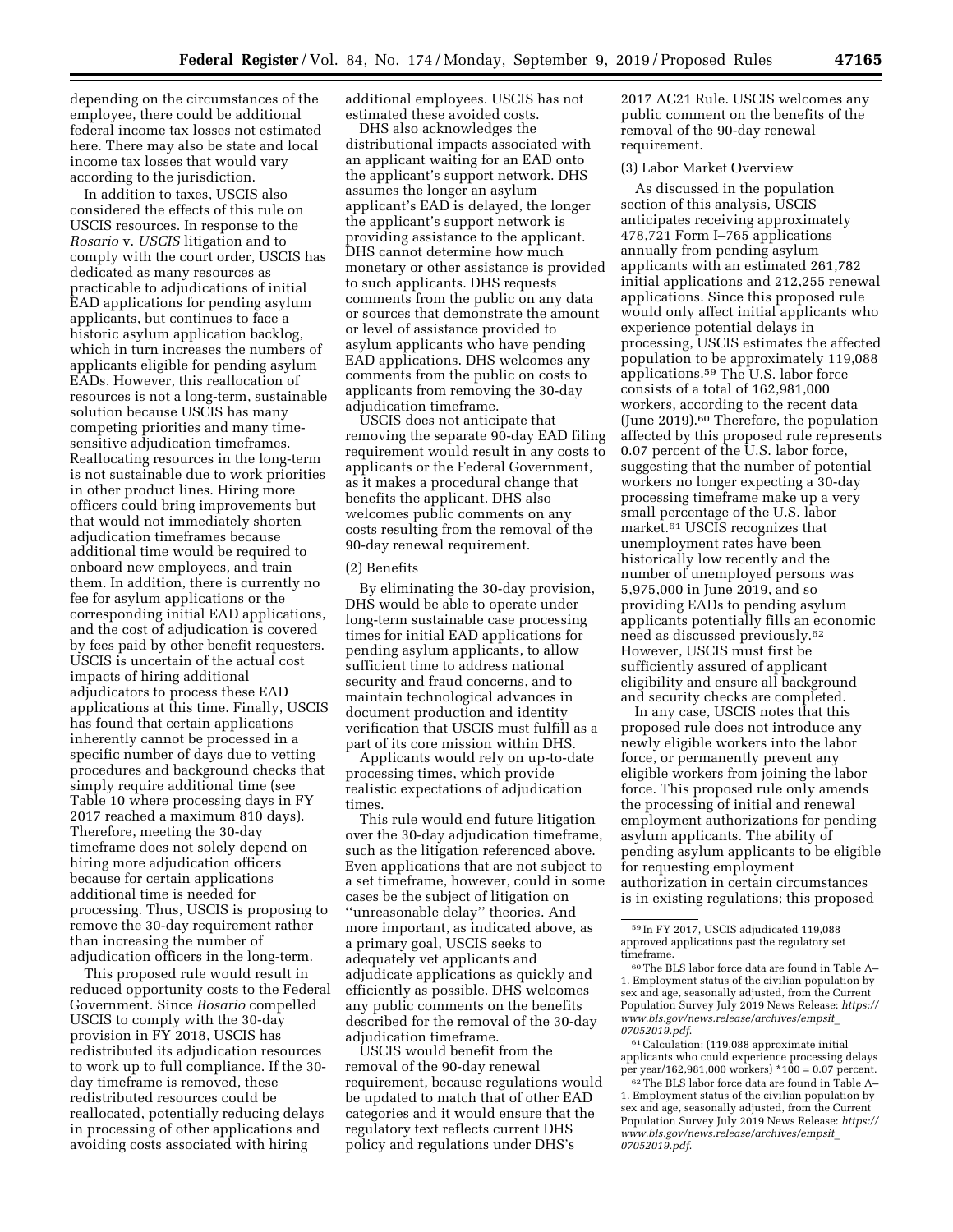depending on the circumstances of the employee, there could be additional federal income tax losses not estimated here. There may also be state and local income tax losses that would vary according to the jurisdiction.

In addition to taxes, USCIS also considered the effects of this rule on USCIS resources. In response to the *Rosario* v. *USCIS* litigation and to comply with the court order, USCIS has dedicated as many resources as practicable to adjudications of initial EAD applications for pending asylum applicants, but continues to face a historic asylum application backlog, which in turn increases the numbers of applicants eligible for pending asylum EADs. However, this reallocation of resources is not a long-term, sustainable solution because USCIS has many competing priorities and many time-sensitive adjudication timeframes. Reallocating resources in the long-term is not sustainable due to work priorities in other product lines. Hiring more officers could bring improvements but that would not immediately shorten adjudication timeframes because additional time would be required to onboard new employees, and train them. In addition, there is currently no fee for asylum applications or the corresponding initial EAD applications, and the cost of adjudication is covered by fees paid by other benefit requesters. USCIS is uncertain of the actual cost impacts of hiring additional adjudicators to process these EAD applications at this time. Finally, USCIS has found that certain applications inherently cannot be processed in a specific number of days due to vetting procedures and background checks that simply require additional time (see Table 10 where processing days in FY 2017 reached a maximum 810 days). Therefore, meeting the 30-day timeframe does not solely depend on hiring more adjudication officers because for certain applications additional time is needed for processing. Thus, USCIS is proposing to remove the 30-day requirement rather than increasing the number of adjudication officers in the long-term.

This proposed rule would result in reduced opportunity costs to the Federal Government. Since *Rosario* compelled USCIS to comply with the 30-day provision in FY 2018, USCIS has redistributed its adjudication resources to work up to full compliance. If the 30-day timeframe is removed, these redistributed resources could be reallocated, potentially reducing delays in processing of other applications and avoiding costs associated with hiring additional employees. USCIS has not estimated these avoided costs.

DHS also acknowledges the distributional impacts associated with an applicant waiting for an EAD onto the applicant's support network. DHS assumes the longer an asylum applicant's EAD is delayed, the longer the applicant's support network is providing assistance to the applicant. DHS cannot determine how much monetary or other assistance is provided to such applicants. DHS requests comments from the public on any data or sources that demonstrate the amount or level of assistance provided to asylum applicants who have pending EAD applications. DHS welcomes any comments from the public on costs to applicants from removing the 30-day adjudication timeframe.

USCIS does not anticipate that removing the separate 90-day EAD filing requirement would result in any costs to applicants or the Federal Government, as it makes a procedural change that benefits the applicant. DHS also welcomes public comments on any costs resulting from the removal of the 90-day renewal requirement.

(2) Benefits

By eliminating the 30-day provision, DHS would be able to operate under long-term sustainable case processing times for initial EAD applications for pending asylum applicants, to allow sufficient time to address national security and fraud concerns, and to maintain technological advances in document production and identity verification that USCIS must fulfill as a part of its core mission within DHS.

Applicants would rely on up-to-date processing times, which provide realistic expectations of adjudication times.

This rule would end future litigation over the 30-day adjudication timeframe, such as the litigation referenced above. Even applications that are not subject to a set timeframe, however, could in some cases be the subject of litigation on "unreasonable delay" theories. And more important, as indicated above, as a primary goal, USCIS seeks to adequately vet applicants and adjudicate applications as quickly and efficiently as possible. DHS welcomes any public comments on the benefits described for the removal of the 30-day adjudication timeframe.

USCIS would benefit from the removal of the 90-day renewal requirement, because regulations would be updated to match that of other EAD categories and it would ensure that the regulatory text reflects current DHS policy and regulations under DHS's 2017 AC21 Rule. USCIS welcomes any public comment on the benefits of the removal of the 90-day renewal requirement.

(3) Labor Market Overview

As discussed in the population section of this analysis, USCIS anticipates receiving approximately 478,721 Form I–765 applications annually from pending asylum applicants with an estimated 261,782 initial applications and 212,255 renewal applications. Since this proposed rule would only affect initial applicants who experience potential delays in processing, USCIS estimates the affected population to be approximately 119,088 applications.[59] The U.S. labor force consists of a total of 162,981,000 workers, according to the recent data (June 2019).[60] Therefore, the population affected by this proposed rule represents 0.07 percent of the U.S. labor force, suggesting that the number of potential workers no longer expecting a 30-day processing timeframe make up a very small percentage of the U.S. labor market.[61] USCIS recognizes that unemployment rates have been historically low recently and the number of unemployed persons was 5,975,000 in June 2019, and so providing EADs to pending asylum applicants potentially fills an economic need as discussed previously.[62] However, USCIS must first be sufficiently assured of applicant eligibility and ensure all background and security checks are completed.

In any case, USCIS notes that this proposed rule does not introduce any newly eligible workers into the labor force, or permanently prevent any eligible workers from joining the labor force. This proposed rule only amends the processing of initial and renewal employment authorizations for pending asylum applicants. The ability of pending asylum applicants to be eligible for requesting employment authorization in certain circumstances is in existing regulations; this proposed

---

[59] In FY 2017, USCIS adjudicated 119,088 approved applications past the regulatory set timeframe.

[60] The BLS labor force data are found in Table A–1. Employment status of the civilian population by sex and age, seasonally adjusted, from the Current Population Survey July 2019 News Release: *https://www.bls.gov/news.release/archives/empsit_07052019.pdf*.

[61] Calculation: (119,088 approximate initial applicants who could experience processing delays per year/162,981,000 workers) *100 = 0.07 percent.

[62] The BLS labor force data are found in Table A–1. Employment status of the civilian population by sex and age, seasonally adjusted, from the Current Population Survey July 2019 News Release: *https://www.bls.gov/news.release/archives/empsit_07052019.pdf*.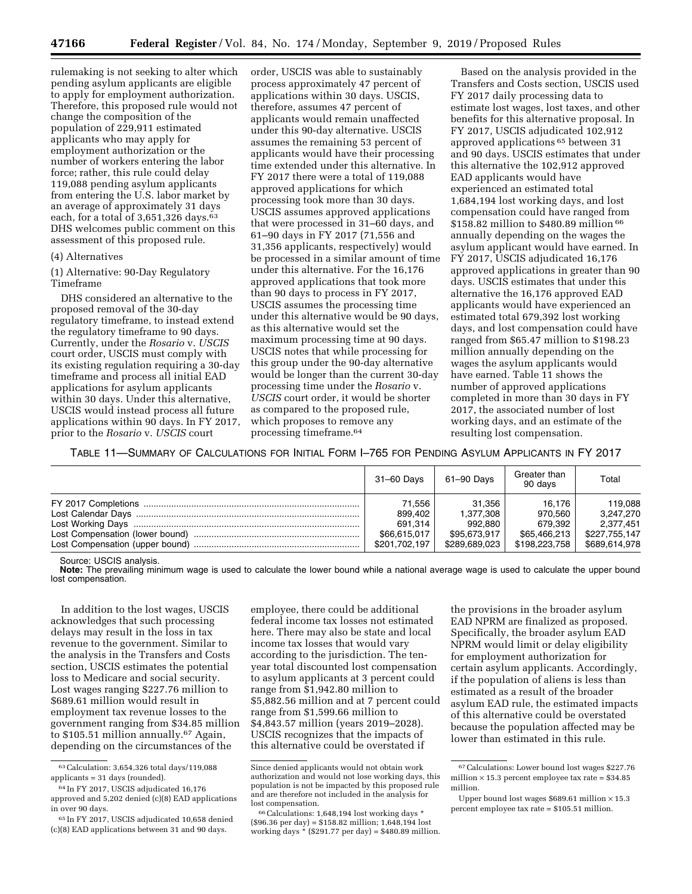rulemaking is not seeking to alter which pending asylum applicants are eligible to apply for employment authorization. Therefore, this proposed rule would not change the composition of the population of 229,911 estimated applicants who may apply for employment authorization or the number of workers entering the labor force; rather, this rule could delay 119,088 pending asylum applicants from entering the U.S. labor market by an average of approximately 31 days each, for a total of 3,651,326 days.[63] DHS welcomes public comment on this assessment of this proposed rule.

(4) Alternatives

(1) Alternative: 90-Day Regulatory Timeframe

DHS considered an alternative to the proposed removal of the 30-day regulatory timeframe, to instead extend the regulatory timeframe to 90 days. Currently, under the *Rosario* v. *USCIS* court order, USCIS must comply with its existing regulation requiring a 30-day timeframe and process all initial EAD applications for asylum applicants within 30 days. Under this alternative, USCIS would instead process all future applications within 90 days. In FY 2017, prior to the *Rosario* v. *USCIS* court order, USCIS was able to sustainably process approximately 47 percent of applications within 30 days. USCIS, therefore, assumes 47 percent of applicants would remain unaffected under this 90-day alternative. USCIS assumes the remaining 53 percent of applicants would have their processing time extended under this alternative. In FY 2017 there were a total of 119,088 approved applications for which processing took more than 30 days. USCIS assumes approved applications that were processed in 31–60 days, and 61–90 days in FY 2017 (71,556 and 31,356 applicants, respectively) would be processed in a similar amount of time under this alternative. For the 16,176 approved applications that took more than 90 days to process in FY 2017, USCIS assumes the processing time under this alternative would be 90 days, as this alternative would set the maximum processing time at 90 days. USCIS notes that while processing for this group under the 90-day alternative would be longer than the current 30-day processing time under the *Rosario* v. *USCIS* court order, it would be shorter as compared to the proposed rule, which proposes to remove any processing timeframe.[64]

Based on the analysis provided in the Transfers and Costs section, USCIS used FY 2017 daily processing data to estimate lost wages, lost taxes, and other benefits for this alternative proposal. In FY 2017, USCIS adjudicated 102,912 approved applications[65] between 31 and 90 days. USCIS estimates that under this alternative the 102,912 approved EAD applicants would have experienced an estimated total 1,684,194 lost working days, and lost compensation could have ranged from \$158.82 million to \$480.89 million[66] annually depending on the wages the asylum applicant would have earned. In FY 2017, USCIS adjudicated 16,176 approved applications in greater than 90 days. USCIS estimates that under this alternative the 16,176 approved EAD applicants would have experienced an estimated total 679,392 lost working days, and lost compensation could have ranged from \$65.47 million to \$198.23 million annually depending on the wages the asylum applicants would have earned. Table 11 shows the number of approved applications completed in more than 30 days in FY 2017, the associated number of lost working days, and an estimate of the resulting lost compensation.

TABLE 11—SUMMARY OF CALCULATIONS FOR INITIAL FORM I–765 FOR PENDING ASYLUM APPLICANTS IN FY 2017

| | 31–60 Days | 61–90 Days | Greater than 90 days | Total |
|---|---|---|---|---|
| FY 2017 Completions | 71,556 | 31,356 | 16,176 | 119,088 |
| Lost Calendar Days | 899,402 | 1,377,308 | 970,560 | 3,247,270 |
| Lost Working Days | 691,314 | 992,880 | 679,392 | 2,377,451 |
| Lost Compensation (lower bound) | \$66,615,017 | \$95,673,917 | \$65,466,213 | \$227,755,147 |
| Lost Compensation (upper bound) | \$201,702,197 | \$289,689,023 | \$198,223,758 | \$689,614,978 |

Source: USCIS analysis.

**Note:** The prevailing minimum wage is used to calculate the lower bound while a national average wage is used to calculate the upper bound lost compensation.

In addition to the lost wages, USCIS acknowledges that such processing delays may result in the loss in tax revenue to the government. Similar to the analysis in the Transfers and Costs section, USCIS estimates the potential loss to Medicare and social security. Lost wages ranging \$227.76 million to \$689.61 million would result in employment tax revenue losses to the government ranging from \$34.85 million to \$105.51 million annually.[67] Again, depending on the circumstances of the employee, there could be additional federal income tax losses not estimated here. There may also be state and local income tax losses that would vary according to the jurisdiction. The ten-year total discounted lost compensation to asylum applicants at 3 percent could range from \$1,942.80 million to \$5,882.56 million and at 7 percent could range from \$1,599.66 million to \$4,843.57 million (years 2019–2028). USCIS recognizes that the impacts of this alternative could be overstated if the provisions in the broader asylum EAD NPRM are finalized as proposed. Specifically, the broader asylum EAD NPRM would limit or delay eligibility for employment authorization for certain asylum applicants. Accordingly, if the population of aliens is less than estimated as a result of the broader asylum EAD rule, the estimated impacts of this alternative could be overstated because the population affected may be lower than estimated in this rule.

---

[63] Calculation: 3,654,326 total days/119,088 applicants = 31 days (rounded).

[64] In FY 2017, USCIS adjudicated 16,176 approved and 5,202 denied (c)(8) EAD applications in over 90 days.

[65] In FY 2017, USCIS adjudicated 10,658 denied (c)(8) EAD applications between 31 and 90 days. Since denied applicants would not obtain work authorization and would not lose working days, this population is not be impacted by this proposed rule and are therefore not included in the analysis for lost compensation.

[66] Calculations: 1,648,194 lost working days * (\$96.36 per day) = \$158.82 million; 1,648,194 lost working days * (\$291.77 per day) = \$480.89 million.

[67] Calculations: Lower bound lost wages \$227.76 million × 15.3 percent employee tax rate = \$34.85 million.

Upper bound lost wages \$689.61 million × 15.3 percent employee tax rate = \$105.51 million.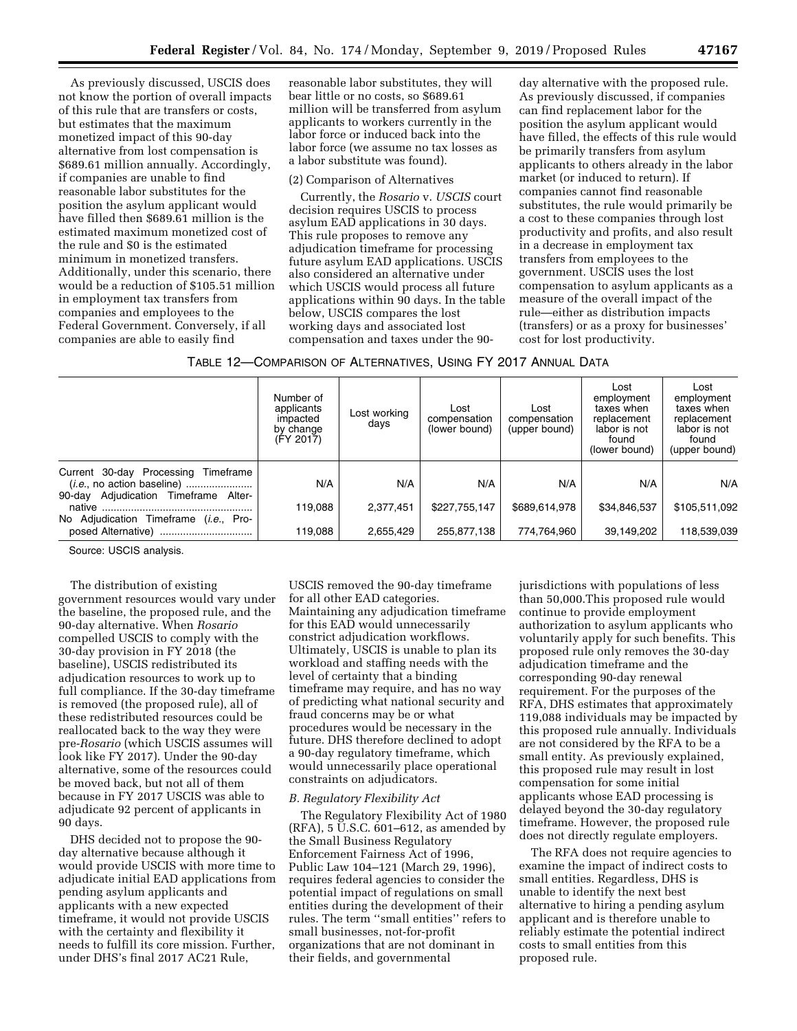As previously discussed, USCIS does not know the portion of overall impacts of this rule that are transfers or costs, but estimates that the maximum monetized impact of this 90-day alternative from lost compensation is $689.61 million annually. Accordingly, if companies are unable to find reasonable labor substitutes for the position the asylum applicant would have filled then $689.61 million is the estimated maximum monetized cost of the rule and $0 is the estimated minimum in monetized transfers. Additionally, under this scenario, there would be a reduction of $105.51 million in employment tax transfers from companies and employees to the Federal Government. Conversely, if all companies are able to easily find reasonable labor substitutes, they will bear little or no costs, so $689.61 million will be transferred from asylum applicants to workers currently in the labor force or induced back into the labor force (we assume no tax losses as a labor substitute was found).

(2) Comparison of Alternatives

Currently, the *Rosario* v. *USCIS* court decision requires USCIS to process asylum EAD applications in 30 days. This rule proposes to remove any adjudication timeframe for processing future asylum EAD applications. USCIS also considered an alternative under which USCIS would process all future applications within 90 days. In the table below, USCIS compares the lost working days and associated lost compensation and taxes under the 90-day alternative with the proposed rule. As previously discussed, if companies can find replacement labor for the position the asylum applicant would have filled, the effects of this rule would be primarily transfers from asylum applicants to others already in the labor market (or induced to return). If companies cannot find reasonable substitutes, the rule would primarily be a cost to these companies through lost productivity and profits, and also result in a decrease in employment tax transfers from employees to the government. USCIS uses the lost compensation to asylum applicants as a measure of the overall impact of the rule—either as distribution impacts (transfers) or as a proxy for businesses' cost for lost productivity.

TABLE 12—COMPARISON OF ALTERNATIVES, USING FY 2017 ANNUAL DATA

| | Number of applicants impacted by change (FY 2017) | Lost working days | Lost compensation (lower bound) | Lost compensation (upper bound) | Lost employment taxes when replacement labor is not found (lower bound) | Lost employment taxes when replacement labor is not found (upper bound) |
|---|---|---|---|---|---|---|
| Current 30-day Processing Timeframe (*i.e.*, no action baseline) | N/A | N/A | N/A | N/A | N/A | N/A |
| 90-day Adjudication Timeframe Alternative | 119,088 | 2,377,451 | $227,755,147 | $689,614,978 | $34,846,537 | $105,511,092 |
| No Adjudication Timeframe (*i.e.*, Proposed Alternative) | 119,088 | 2,655,429 | 255,877,138 | 774,764,960 | 39,149,202 | 118,539,039 |

Source: USCIS analysis.

The distribution of existing government resources would vary under the baseline, the proposed rule, and the 90-day alternative. When *Rosario* compelled USCIS to comply with the 30-day provision in FY 2018 (the baseline), USCIS redistributed its adjudication resources to work up to full compliance. If the 30-day timeframe is removed (the proposed rule), all of these redistributed resources could be reallocated back to the way they were pre-*Rosario* (which USCIS assumes will look like FY 2017). Under the 90-day alternative, some of the resources could be moved back, but not all of them because in FY 2017 USCIS was able to adjudicate 92 percent of applicants in 90 days.

DHS decided not to propose the 90-day alternative because although it would provide USCIS with more time to adjudicate initial EAD applications from pending asylum applicants and applicants with a new expected timeframe, it would not provide USCIS with the certainty and flexibility it needs to fulfill its core mission. Further, under DHS's final 2017 AC21 Rule, USCIS removed the 90-day timeframe for all other EAD categories. Maintaining any adjudication timeframe for this EAD would unnecessarily constrict adjudication workflows. Ultimately, USCIS is unable to plan its workload and staffing needs with the level of certainty that a binding timeframe may require, and has no way of predicting what national security and fraud concerns may be or what procedures would be necessary in the future. DHS therefore declined to adopt a 90-day regulatory timeframe, which would unnecessarily place operational constraints on adjudicators.

### *B. Regulatory Flexibility Act*

The Regulatory Flexibility Act of 1980 (RFA), 5 U.S.C. 601–612, as amended by the Small Business Regulatory Enforcement Fairness Act of 1996, Public Law 104–121 (March 29, 1996), requires federal agencies to consider the potential impact of regulations on small entities during the development of their rules. The term ''small entities'' refers to small businesses, not-for-profit organizations that are not dominant in their fields, and governmental jurisdictions with populations of less than 50,000.This proposed rule would continue to provide employment authorization to asylum applicants who voluntarily apply for such benefits. This proposed rule only removes the 30-day adjudication timeframe and the corresponding 90-day renewal requirement. For the purposes of the RFA, DHS estimates that approximately 119,088 individuals may be impacted by this proposed rule annually. Individuals are not considered by the RFA to be a small entity. As previously explained, this proposed rule may result in lost compensation for some initial applicants whose EAD processing is delayed beyond the 30-day regulatory timeframe. However, the proposed rule does not directly regulate employers.

The RFA does not require agencies to examine the impact of indirect costs to small entities. Regardless, DHS is unable to identify the next best alternative to hiring a pending asylum applicant and is therefore unable to reliably estimate the potential indirect costs to small entities from this proposed rule.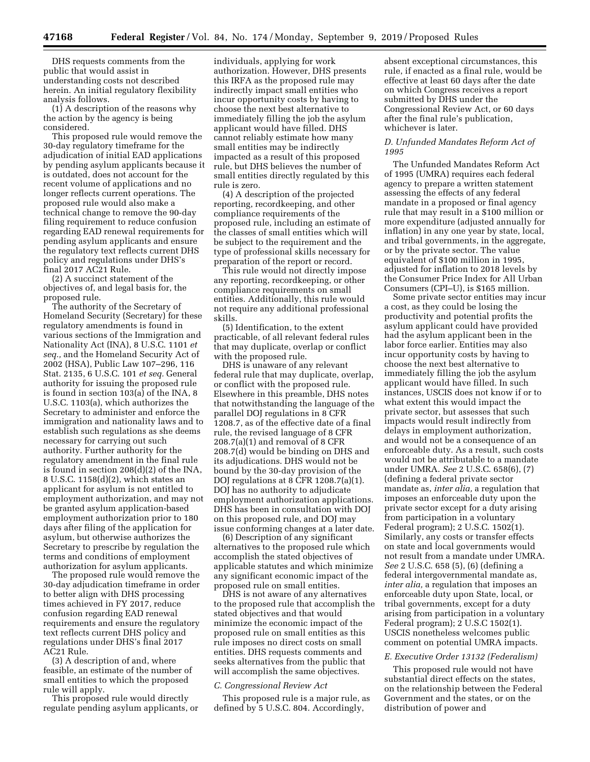DHS requests comments from the public that would assist in understanding costs not described herein. An initial regulatory flexibility analysis follows.

(1) A description of the reasons why the action by the agency is being considered.

This proposed rule would remove the 30-day regulatory timeframe for the adjudication of initial EAD applications by pending asylum applicants because it is outdated, does not account for the recent volume of applications and no longer reflects current operations. The proposed rule would also make a technical change to remove the 90-day filing requirement to reduce confusion regarding EAD renewal requirements for pending asylum applicants and ensure the regulatory text reflects current DHS policy and regulations under DHS's final 2017 AC21 Rule.

(2) A succinct statement of the objectives of, and legal basis for, the proposed rule.

The authority of the Secretary of Homeland Security (Secretary) for these regulatory amendments is found in various sections of the Immigration and Nationality Act (INA), 8 U.S.C. 1101 *et seq.,* and the Homeland Security Act of 2002 (HSA), Public Law 107–296, 116 Stat. 2135, 6 U.S.C. 101 *et seq.* General authority for issuing the proposed rule is found in section 103(a) of the INA, 8 U.S.C. 1103(a), which authorizes the Secretary to administer and enforce the immigration and nationality laws and to establish such regulations as she deems necessary for carrying out such authority. Further authority for the regulatory amendment in the final rule is found in section 208(d)(2) of the INA, 8 U.S.C. 1158(d)(2), which states an applicant for asylum is not entitled to employment authorization, and may not be granted asylum application-based employment authorization prior to 180 days after filing of the application for asylum, but otherwise authorizes the Secretary to prescribe by regulation the terms and conditions of employment authorization for asylum applicants.

The proposed rule would remove the 30-day adjudication timeframe in order to better align with DHS processing times achieved in FY 2017, reduce confusion regarding EAD renewal requirements and ensure the regulatory text reflects current DHS policy and regulations under DHS's final 2017 AC21 Rule.

(3) A description of and, where feasible, an estimate of the number of small entities to which the proposed rule will apply.

This proposed rule would directly regulate pending asylum applicants, or individuals, applying for work authorization. However, DHS presents this IRFA as the proposed rule may indirectly impact small entities who incur opportunity costs by having to choose the next best alternative to immediately filling the job the asylum applicant would have filled. DHS cannot reliably estimate how many small entities may be indirectly impacted as a result of this proposed rule, but DHS believes the number of small entities directly regulated by this rule is zero.

(4) A description of the projected reporting, recordkeeping, and other compliance requirements of the proposed rule, including an estimate of the classes of small entities which will be subject to the requirement and the type of professional skills necessary for preparation of the report or record.

This rule would not directly impose any reporting, recordkeeping, or other compliance requirements on small entities. Additionally, this rule would not require any additional professional skills.

(5) Identification, to the extent practicable, of all relevant federal rules that may duplicate, overlap or conflict with the proposed rule.

DHS is unaware of any relevant federal rule that may duplicate, overlap, or conflict with the proposed rule. Elsewhere in this preamble, DHS notes that notwithstanding the language of the parallel DOJ regulations in 8 CFR 1208.7, as of the effective date of a final rule, the revised language of 8 CFR 208.7(a)(1) and removal of 8 CFR 208.7(d) would be binding on DHS and its adjudications. DHS would not be bound by the 30-day provision of the DOJ regulations at 8 CFR 1208.7(a)(1). DOJ has no authority to adjudicate employment authorization applications. DHS has been in consultation with DOJ on this proposed rule, and DOJ may issue conforming changes at a later date.

(6) Description of any significant alternatives to the proposed rule which accomplish the stated objectives of applicable statutes and which minimize any significant economic impact of the proposed rule on small entities.

DHS is not aware of any alternatives to the proposed rule that accomplish the stated objectives and that would minimize the economic impact of the proposed rule on small entities as this rule imposes no direct costs on small entities. DHS requests comments and seeks alternatives from the public that will accomplish the same objectives.

### C. Congressional Review Act

This proposed rule is a major rule, as defined by 5 U.S.C. 804. Accordingly, absent exceptional circumstances, this rule, if enacted as a final rule, would be effective at least 60 days after the date on which Congress receives a report submitted by DHS under the Congressional Review Act, or 60 days after the final rule's publication, whichever is later.

### D. Unfunded Mandates Reform Act of 1995

The Unfunded Mandates Reform Act of 1995 (UMRA) requires each federal agency to prepare a written statement assessing the effects of any federal mandate in a proposed or final agency rule that may result in a $100 million or more expenditure (adjusted annually for inflation) in any one year by state, local, and tribal governments, in the aggregate, or by the private sector. The value equivalent of $100 million in 1995, adjusted for inflation to 2018 levels by the Consumer Price Index for All Urban Consumers (CPI–U), is $165 million.

Some private sector entities may incur a cost, as they could be losing the productivity and potential profits the asylum applicant could have provided had the asylum applicant been in the labor force earlier. Entities may also incur opportunity costs by having to choose the next best alternative to immediately filling the job the asylum applicant would have filled. In such instances, USCIS does not know if or to what extent this would impact the private sector, but assesses that such impacts would result indirectly from delays in employment authorization, and would not be a consequence of an enforceable duty. As a result, such costs would not be attributable to a mandate under UMRA. *See* 2 U.S.C. 658(6), (7) (defining a federal private sector mandate as, *inter alia,* a regulation that imposes an enforceable duty upon the private sector except for a duty arising from participation in a voluntary Federal program); 2 U.S.C. 1502(1). Similarly, any costs or transfer effects on state and local governments would not result from a mandate under UMRA. *See* 2 U.S.C. 658 (5), (6) (defining a federal intergovernmental mandate as, *inter alia,* a regulation that imposes an enforceable duty upon State, local, or tribal governments, except for a duty arising from participation in a voluntary Federal program); 2 U.S.C 1502(1). USCIS nonetheless welcomes public comment on potential UMRA impacts.

### E. Executive Order 13132 (Federalism)

This proposed rule would not have substantial direct effects on the states, on the relationship between the Federal Government and the states, or on the distribution of power and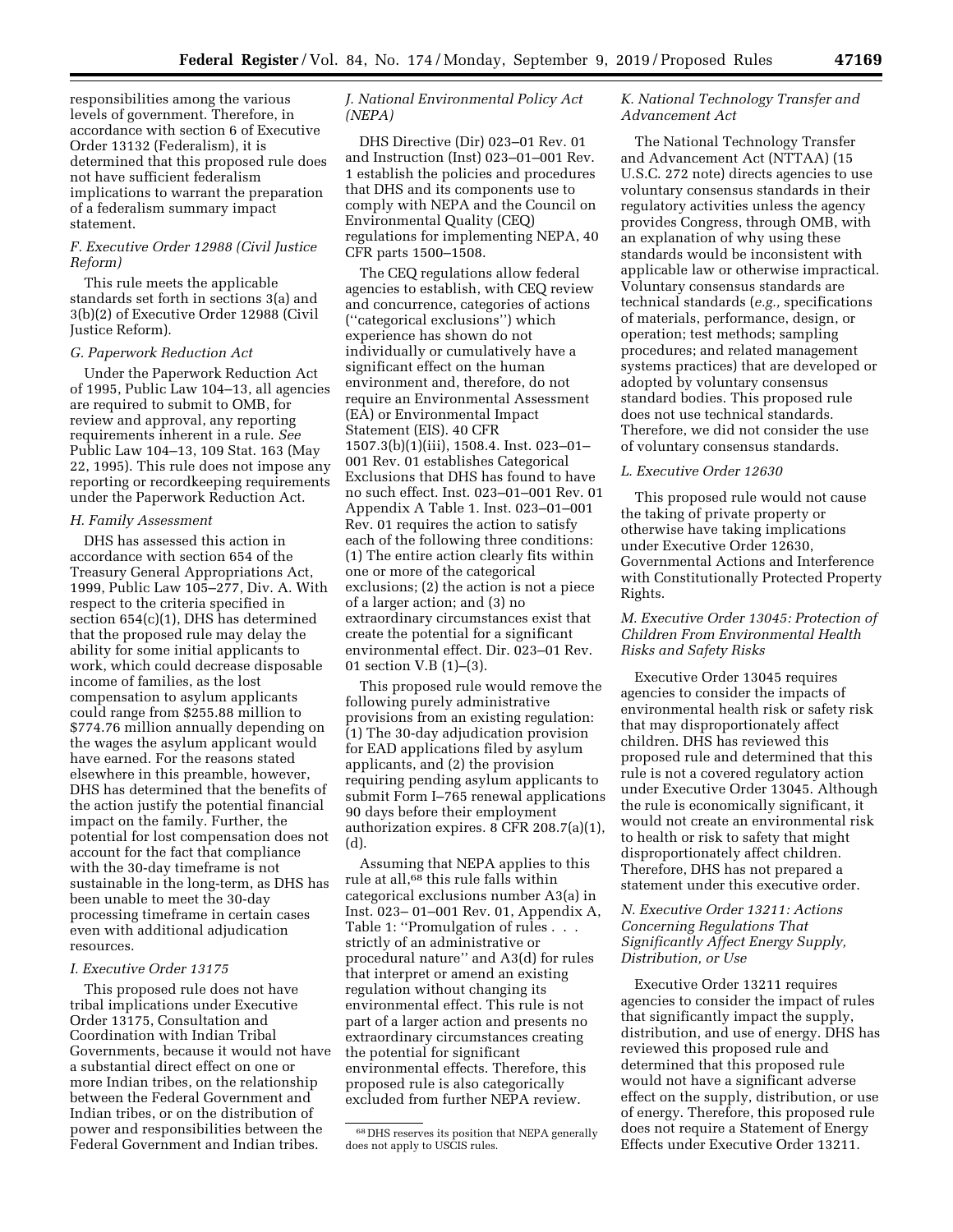responsibilities among the various levels of government. Therefore, in accordance with section 6 of Executive Order 13132 (Federalism), it is determined that this proposed rule does not have sufficient federalism implications to warrant the preparation of a federalism summary impact statement.

### *F. Executive Order 12988 (Civil Justice Reform)*

This rule meets the applicable standards set forth in sections 3(a) and 3(b)(2) of Executive Order 12988 (Civil Justice Reform).

### *G. Paperwork Reduction Act*

Under the Paperwork Reduction Act of 1995, Public Law 104–13, all agencies are required to submit to OMB, for review and approval, any reporting requirements inherent in a rule. *See* Public Law 104–13, 109 Stat. 163 (May 22, 1995). This rule does not impose any reporting or recordkeeping requirements under the Paperwork Reduction Act.

### *H. Family Assessment*

DHS has assessed this action in accordance with section 654 of the Treasury General Appropriations Act, 1999, Public Law 105–277, Div. A. With respect to the criteria specified in section 654(c)(1), DHS has determined that the proposed rule may delay the ability for some initial applicants to work, which could decrease disposable income of families, as the lost compensation to asylum applicants could range from $255.88 million to $774.76 million annually depending on the wages the asylum applicant would have earned. For the reasons stated elsewhere in this preamble, however, DHS has determined that the benefits of the action justify the potential financial impact on the family. Further, the potential for lost compensation does not account for the fact that compliance with the 30-day timeframe is not sustainable in the long-term, as DHS has been unable to meet the 30-day processing timeframe in certain cases even with additional adjudication resources.

### *I. Executive Order 13175*

This proposed rule does not have tribal implications under Executive Order 13175, Consultation and Coordination with Indian Tribal Governments, because it would not have a substantial direct effect on one or more Indian tribes, on the relationship between the Federal Government and Indian tribes, or on the distribution of power and responsibilities between the Federal Government and Indian tribes.

### *J. National Environmental Policy Act (NEPA)*

DHS Directive (Dir) 023–01 Rev. 01 and Instruction (Inst) 023–01–001 Rev. 1 establish the policies and procedures that DHS and its components use to comply with NEPA and the Council on Environmental Quality (CEQ) regulations for implementing NEPA, 40 CFR parts 1500–1508.

The CEQ regulations allow federal agencies to establish, with CEQ review and concurrence, categories of actions (''categorical exclusions'') which experience has shown do not individually or cumulatively have a significant effect on the human environment and, therefore, do not require an Environmental Assessment (EA) or Environmental Impact Statement (EIS). 40 CFR 1507.3(b)(1)(iii), 1508.4. Inst. 023–01–001 Rev. 01 establishes Categorical Exclusions that DHS has found to have no such effect. Inst. 023–01–001 Rev. 01 Appendix A Table 1. Inst. 023–01–001 Rev. 01 requires the action to satisfy each of the following three conditions: (1) The entire action clearly fits within one or more of the categorical exclusions; (2) the action is not a piece of a larger action; and (3) no extraordinary circumstances exist that create the potential for a significant environmental effect. Dir. 023–01 Rev. 01 section V.B (1)–(3).

This proposed rule would remove the following purely administrative provisions from an existing regulation: (1) The 30-day adjudication provision for EAD applications filed by asylum applicants, and (2) the provision requiring pending asylum applicants to submit Form I–765 renewal applications 90 days before their employment authorization expires. 8 CFR 208.7(a)(1), (d).

Assuming that NEPA applies to this rule at all,[68] this rule falls within categorical exclusions number A3(a) in Inst. 023– 01–001 Rev. 01, Appendix A, Table 1: ''Promulgation of rules . . . strictly of an administrative or procedural nature'' and A3(d) for rules that interpret or amend an existing regulation without changing its environmental effect. This rule is not part of a larger action and presents no extraordinary circumstances creating the potential for significant environmental effects. Therefore, this proposed rule is also categorically excluded from further NEPA review.

[68] DHS reserves its position that NEPA generally does not apply to USCIS rules.

### *K. National Technology Transfer and Advancement Act*

The National Technology Transfer and Advancement Act (NTTAA) (15 U.S.C. 272 note) directs agencies to use voluntary consensus standards in their regulatory activities unless the agency provides Congress, through OMB, with an explanation of why using these standards would be inconsistent with applicable law or otherwise impractical. Voluntary consensus standards are technical standards (*e.g.,* specifications of materials, performance, design, or operation; test methods; sampling procedures; and related management systems practices) that are developed or adopted by voluntary consensus standard bodies. This proposed rule does not use technical standards. Therefore, we did not consider the use of voluntary consensus standards.

### *L. Executive Order 12630*

This proposed rule would not cause the taking of private property or otherwise have taking implications under Executive Order 12630, Governmental Actions and Interference with Constitutionally Protected Property Rights.

### *M. Executive Order 13045: Protection of Children From Environmental Health Risks and Safety Risks*

Executive Order 13045 requires agencies to consider the impacts of environmental health risk or safety risk that may disproportionately affect children. DHS has reviewed this proposed rule and determined that this rule is not a covered regulatory action under Executive Order 13045. Although the rule is economically significant, it would not create an environmental risk to health or risk to safety that might disproportionately affect children. Therefore, DHS has not prepared a statement under this executive order.

### *N. Executive Order 13211: Actions Concerning Regulations That Significantly Affect Energy Supply, Distribution, or Use*

Executive Order 13211 requires agencies to consider the impact of rules that significantly impact the supply, distribution, and use of energy. DHS has reviewed this proposed rule and determined that this proposed rule would not have a significant adverse effect on the supply, distribution, or use of energy. Therefore, this proposed rule does not require a Statement of Energy Effects under Executive Order 13211.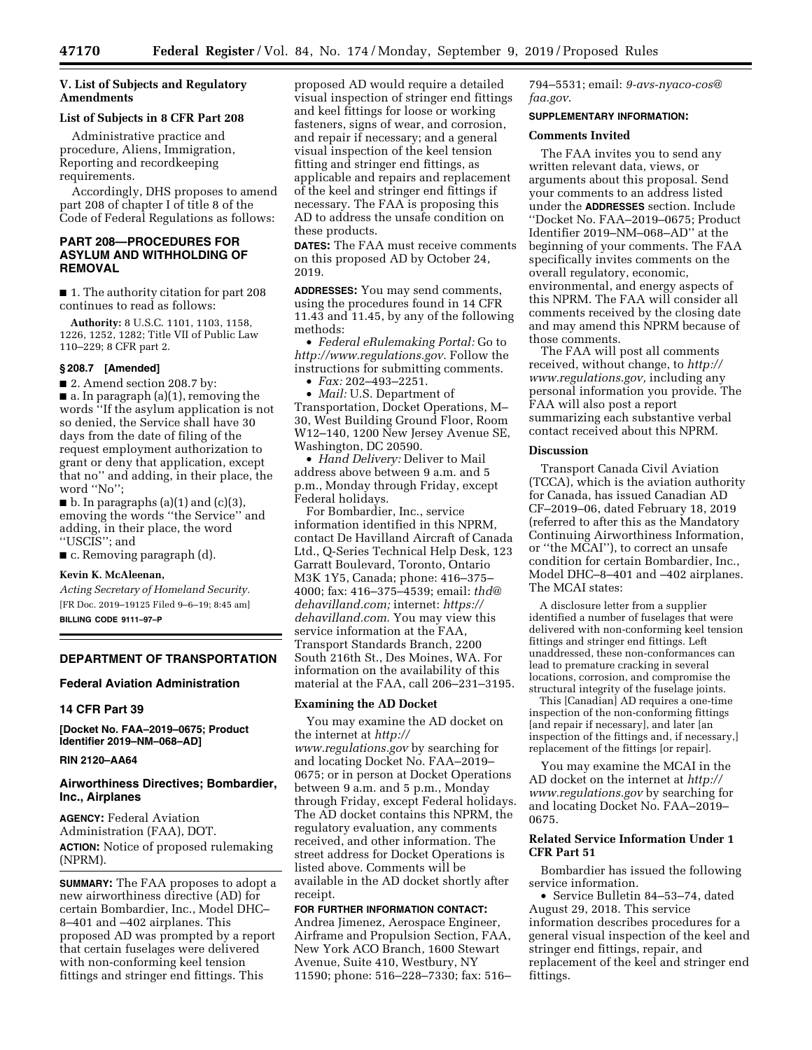## V. List of Subjects and Regulatory Amendments

### List of Subjects in 8 CFR Part 208

Administrative practice and procedure, Aliens, Immigration, Reporting and recordkeeping requirements.

Accordingly, DHS proposes to amend part 208 of chapter I of title 8 of the Code of Federal Regulations as follows:

## PART 208—PROCEDURES FOR ASYLUM AND WITHHOLDING OF REMOVAL

■ 1. The authority citation for part 208 continues to read as follows:

**Authority:** 8 U.S.C. 1101, 1103, 1158, 1226, 1252, 1282; Title VII of Public Law 110–229; 8 CFR part 2.

### § 208.7 [Amended]

■ 2. Amend section 208.7 by:

■ a. In paragraph (a)(1), removing the words ''If the asylum application is not so denied, the Service shall have 30 days from the date of filing of the request employment authorization to grant or deny that application, except that no'' and adding, in their place, the word ''No'';

■ b. In paragraphs (a)(1) and (c)(3), emoving the words ''the Service'' and adding, in their place, the word ''USCIS''; and

■ c. Removing paragraph (d).

**Kevin K. McAleenan,**

*Acting Secretary of Homeland Security.*

[FR Doc. 2019–19125 Filed 9–6–19; 8:45 am]

**BILLING CODE 9111–97–P**

---

## DEPARTMENT OF TRANSPORTATION

### Federal Aviation Administration

### 14 CFR Part 39

**[Docket No. FAA–2019–0675; Product Identifier 2019–NM–068–AD]**

**RIN 2120–AA64**

## Airworthiness Directives; Bombardier, Inc., Airplanes

**AGENCY:** Federal Aviation Administration (FAA), DOT.

**ACTION:** Notice of proposed rulemaking (NPRM).

**SUMMARY:** The FAA proposes to adopt a new airworthiness directive (AD) for certain Bombardier, Inc., Model DHC–8–401 and –402 airplanes. This proposed AD was prompted by a report that certain fuselages were delivered with non-conforming keel tension fittings and stringer end fittings. This proposed AD would require a detailed visual inspection of stringer end fittings and keel fittings for loose or working fasteners, signs of wear, and corrosion, and repair if necessary; and a general visual inspection of the keel tension fitting and stringer end fittings, as applicable and repairs and replacement of the keel and stringer end fittings if necessary. The FAA is proposing this AD to address the unsafe condition on these products.

**DATES:** The FAA must receive comments on this proposed AD by October 24, 2019.

**ADDRESSES:** You may send comments, using the procedures found in 14 CFR 11.43 and 11.45, by any of the following methods:

- *Federal eRulemaking Portal:* Go to *http://www.regulations.gov*. Follow the instructions for submitting comments.
- *Fax:* 202–493–2251.
- *Mail:* U.S. Department of Transportation, Docket Operations, M–30, West Building Ground Floor, Room W12–140, 1200 New Jersey Avenue SE, Washington, DC 20590.
- *Hand Delivery:* Deliver to Mail address above between 9 a.m. and 5 p.m., Monday through Friday, except Federal holidays.

For Bombardier, Inc., service information identified in this NPRM, contact De Havilland Aircraft of Canada Ltd., Q-Series Technical Help Desk, 123 Garratt Boulevard, Toronto, Ontario M3K 1Y5, Canada; phone: 416–375–4000; fax: 416–375–4539; email: *thd@dehavilland.com;* internet: *https://dehavilland.com.* You may view this service information at the FAA, Transport Standards Branch, 2200 South 216th St., Des Moines, WA. For information on the availability of this material at the FAA, call 206–231–3195.

### Examining the AD Docket

You may examine the AD docket on the internet at *http://www.regulations.gov* by searching for and locating Docket No. FAA–2019–0675; or in person at Docket Operations between 9 a.m. and 5 p.m., Monday through Friday, except Federal holidays. The AD docket contains this NPRM, the regulatory evaluation, any comments received, and other information. The street address for Docket Operations is listed above. Comments will be available in the AD docket shortly after receipt.

**FOR FURTHER INFORMATION CONTACT:** Andrea Jimenez, Aerospace Engineer, Airframe and Propulsion Section, FAA, New York ACO Branch, 1600 Stewart Avenue, Suite 410, Westbury, NY 11590; phone: 516–228–7330; fax: 516–794–5531; email: *9-avs-nyaco-cos@faa.gov*.

**SUPPLEMENTARY INFORMATION:**

### Comments Invited

The FAA invites you to send any written relevant data, views, or arguments about this proposal. Send your comments to an address listed under the **ADDRESSES** section. Include ''Docket No. FAA–2019–0675; Product Identifier 2019–NM–068–AD'' at the beginning of your comments. The FAA specifically invites comments on the overall regulatory, economic, environmental, and energy aspects of this NPRM. The FAA will consider all comments received by the closing date and may amend this NPRM because of those comments.

The FAA will post all comments received, without change, to *http://www.regulations.gov,* including any personal information you provide. The FAA will also post a report summarizing each substantive verbal contact received about this NPRM.

### Discussion

Transport Canada Civil Aviation (TCCA), which is the aviation authority for Canada, has issued Canadian AD CF–2019–06, dated February 18, 2019 (referred to after this as the Mandatory Continuing Airworthiness Information, or ''the MCAI''), to correct an unsafe condition for certain Bombardier, Inc., Model DHC–8–401 and –402 airplanes. The MCAI states:

> A disclosure letter from a supplier identified a number of fuselages that were delivered with non-conforming keel tension fittings and stringer end fittings. Left unaddressed, these non-conformances can lead to premature cracking in several locations, corrosion, and compromise the structural integrity of the fuselage joints.
>
> This [Canadian] AD requires a one-time inspection of the non-conforming fittings [and repair if necessary], and later [an inspection of the fittings and, if necessary,] replacement of the fittings [or repair].

You may examine the MCAI in the AD docket on the internet at *http://www.regulations.gov* by searching for and locating Docket No. FAA–2019–0675.

### Related Service Information Under 1 CFR Part 51

Bombardier has issued the following service information.

- Service Bulletin 84–53–74, dated August 29, 2018. This service information describes procedures for a general visual inspection of the keel and stringer end fittings, repair, and replacement of the keel and stringer end fittings.